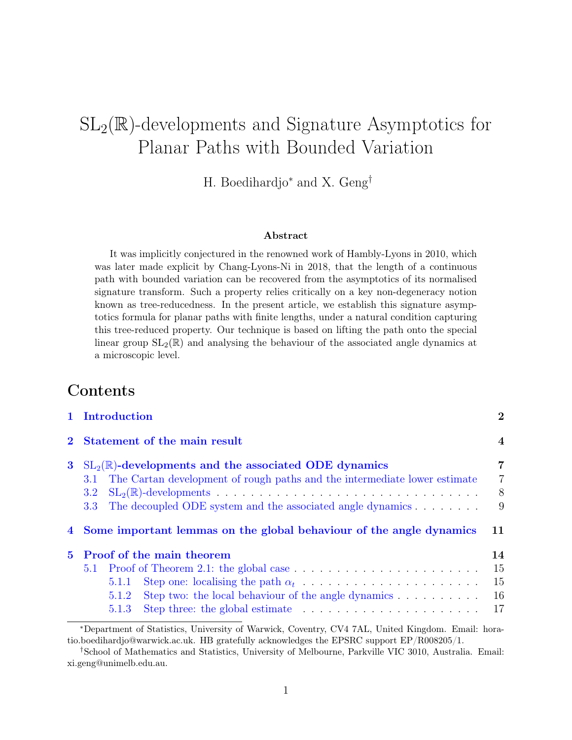# $\mathrm{SL}_2(\mathbb{R})$-developments and Signature Asymptotics for Planar Paths with Bounded Variation

H. Boedihardjo* and X. Geng†

### Abstract

It was implicitly conjectured in the renowned work of Hambly-Lyons in 2010, which was later made explicit by Chang-Lyons-Ni in 2018, that the length of a continuous path with bounded variation can be recovered from the asymptotics of its normalised signature transform. Such a property relies critically on a key non-degeneracy notion known as tree-reducedness. In the present article, we establish this signature asymptotics formula for planar paths with finite lengths, under a natural condition capturing this tree-reduced property. Our technique is based on lifting the path onto the special linear group $\mathrm{SL}_2(\mathbb{R})$ and analysing the behaviour of the associated angle dynamics at a microscopic level.

## Contents

- **1 Introduction** — 2
- **2 Statement of the main result** — 4
- **3 $\mathrm{SL}_2(\mathbb{R})$-developments and the associated ODE dynamics** — 7
  - 3.1 The Cartan development of rough paths and the intermediate lower estimate — 7
  - 3.2 $\mathrm{SL}_2(\mathbb{R})$-developments — 8
  - 3.3 The decoupled ODE system and the associated angle dynamics — 9
- **4 Some important lemmas on the global behaviour of the angle dynamics** — 11
- **5 Proof of the main theorem** — 14
  - 5.1 Proof of Theorem 2.1: the global case — 15
    - 5.1.1 Step one: localising the path $\alpha_t$ — 15
    - 5.1.2 Step two: the local behaviour of the angle dynamics — 16
    - 5.1.3 Step three: the global estimate — 17

*Department of Statistics, University of Warwick, Coventry, CV4 7AL, United Kingdom. Email: horatio.boedihardjo@warwick.ac.uk. HB gratefully acknowledges the EPSRC support EP/R008205/1.

†School of Mathematics and Statistics, University of Melbourne, Parkville VIC 3010, Australia. Email: xi.geng@unimelb.edu.au.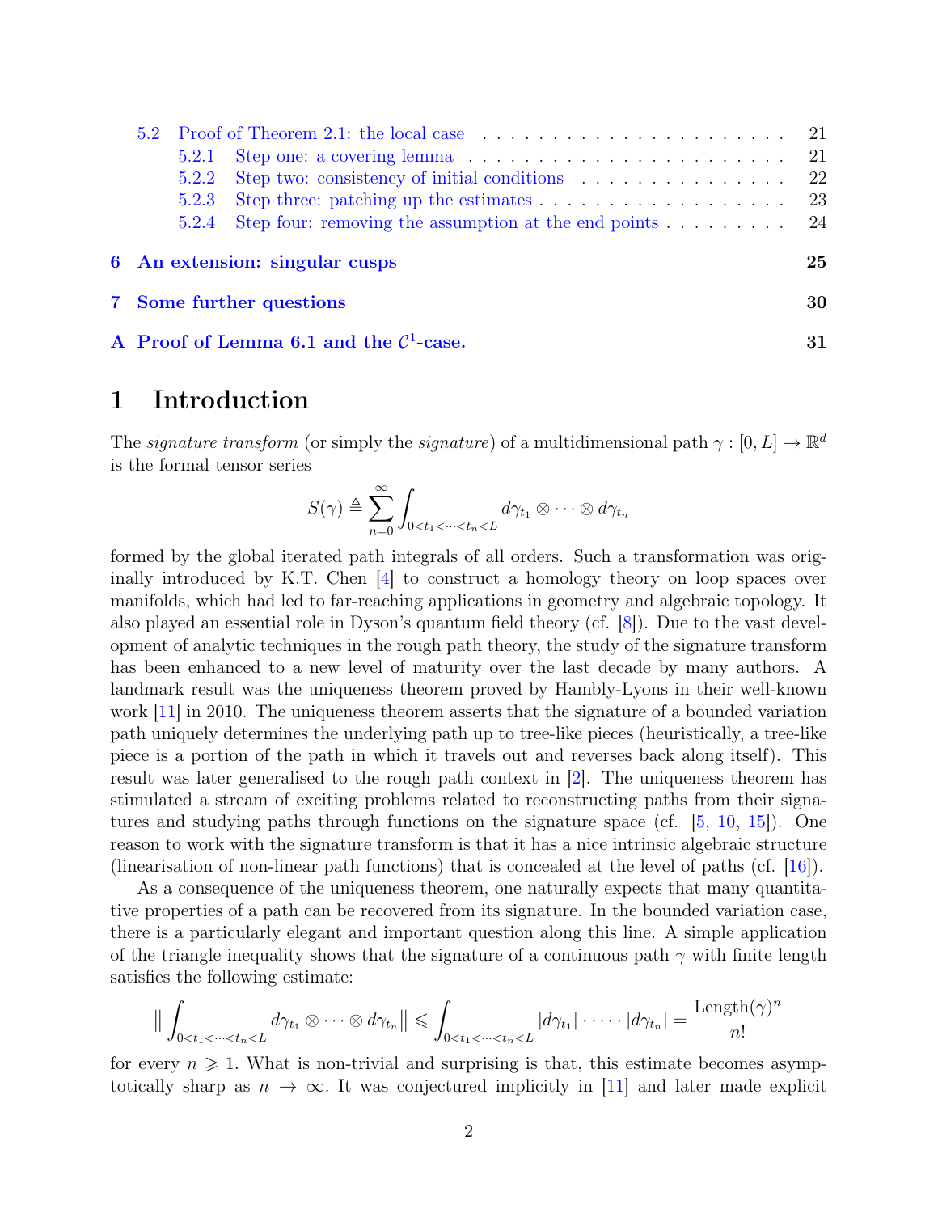5.2 Proof of Theorem 2.1: the local case . . . . . . . . . . . . . . . . . . . . . . 21

5.2.1 Step one: a covering lemma . . . . . . . . . . . . . . . . . . . . . . . . 21

5.2.2 Step two: consistency of initial conditions . . . . . . . . . . . . . . . . 22

5.2.3 Step three: patching up the estimates . . . . . . . . . . . . . . . . . . . 23

5.2.4 Step four: removing the assumption at the end points . . . . . . . . . . 24

**6 An extension: singular cusps 25**

**7 Some further questions 30**

**A Proof of Lemma 6.1 and the $\mathcal{C}^1$-case. 31**

# 1 Introduction

The *signature transform* (or simply the *signature*) of a multidimensional path $\gamma : [0, L] \to \mathbb{R}^d$ is the formal tensor series

$$S(\gamma) \triangleq \sum_{n=0}^{\infty} \int_{0<t_1<\cdots<t_n<L} d\gamma_{t_1} \otimes \cdots \otimes d\gamma_{t_n}$$

formed by the global iterated path integrals of all orders. Such a transformation was originally introduced by K.T. Chen [4] to construct a homology theory on loop spaces over manifolds, which had led to far-reaching applications in geometry and algebraic topology. It also played an essential role in Dyson's quantum field theory (cf. [8]). Due to the vast development of analytic techniques in the rough path theory, the study of the signature transform has been enhanced to a new level of maturity over the last decade by many authors. A landmark result was the uniqueness theorem proved by Hambly-Lyons in their well-known work [11] in 2010. The uniqueness theorem asserts that the signature of a bounded variation path uniquely determines the underlying path up to tree-like pieces (heuristically, a tree-like piece is a portion of the path in which it travels out and reverses back along itself). This result was later generalised to the rough path context in [2]. The uniqueness theorem has stimulated a stream of exciting problems related to reconstructing paths from their signatures and studying paths through functions on the signature space (cf. [5, 10, 15]). One reason to work with the signature transform is that it has a nice intrinsic algebraic structure (linearisation of non-linear path functions) that is concealed at the level of paths (cf. [16]).

As a consequence of the uniqueness theorem, one naturally expects that many quantitative properties of a path can be recovered from its signature. In the bounded variation case, there is a particularly elegant and important question along this line. A simple application of the triangle inequality shows that the signature of a continuous path $\gamma$ with finite length satisfies the following estimate:

$$\Big\| \int_{0<t_1<\cdots<t_n<L} d\gamma_{t_1} \otimes \cdots \otimes d\gamma_{t_n} \Big\| \leqslant \int_{0<t_1<\cdots<t_n<L} |d\gamma_{t_1}| \cdot \cdots \cdot |d\gamma_{t_n}| = \frac{\text{Length}(\gamma)^n}{n!}$$

for every $n \geqslant 1$. What is non-trivial and surprising is that, this estimate becomes asymptotically sharp as $n \to \infty$. It was conjectured implicitly in [11] and later made explicit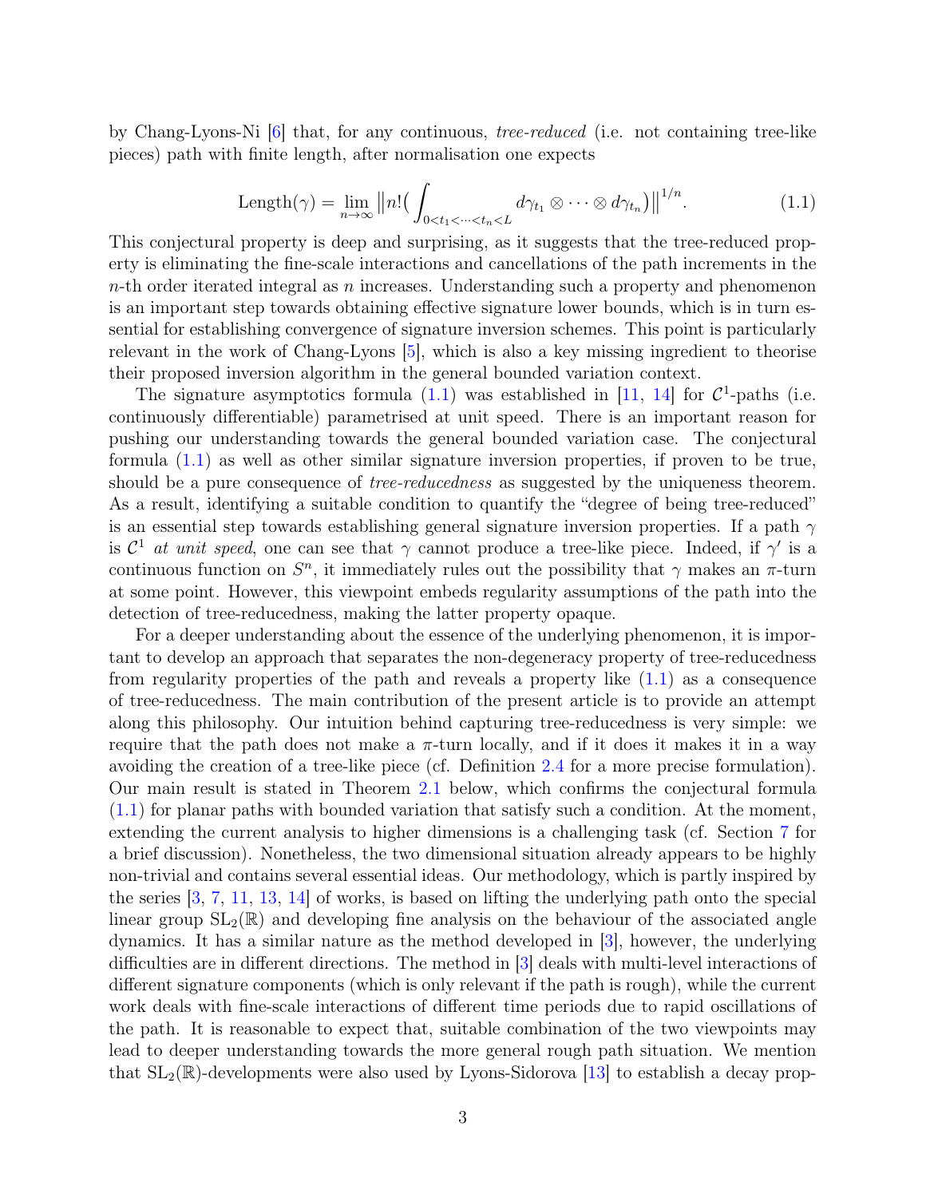by Chang-Lyons-Ni [6] that, for any continuous, *tree-reduced* (i.e. not containing tree-like pieces) path with finite length, after normalisation one expects

$$\text{Length}(\gamma) = \lim_{n\to\infty} \big\| n!\big( \int_{0<t_1<\cdots<t_n<L} d\gamma_{t_1} \otimes \cdots \otimes d\gamma_{t_n} \big) \big\|^{1/n}. \tag{1.1}$$

This conjectural property is deep and surprising, as it suggests that the tree-reduced property is eliminating the fine-scale interactions and cancellations of the path increments in the $n$-th order iterated integral as $n$ increases. Understanding such a property and phenomenon is an important step towards obtaining effective signature lower bounds, which is in turn essential for establishing convergence of signature inversion schemes. This point is particularly relevant in the work of Chang-Lyons [5], which is also a key missing ingredient to theorise their proposed inversion algorithm in the general bounded variation context.

The signature asymptotics formula (1.1) was established in [11, 14] for $\mathcal{C}^1$-paths (i.e. continuously differentiable) parametrised at unit speed. There is an important reason for pushing our understanding towards the general bounded variation case. The conjectural formula (1.1) as well as other similar signature inversion properties, if proven to be true, should be a pure consequence of *tree-reducedness* as suggested by the uniqueness theorem. As a result, identifying a suitable condition to quantify the "degree of being tree-reduced" is an essential step towards establishing general signature inversion properties. If a path $\gamma$ is $\mathcal{C}^1$ *at unit speed*, one can see that $\gamma$ cannot produce a tree-like piece. Indeed, if $\gamma'$ is a continuous function on $S^n$, it immediately rules out the possibility that $\gamma$ makes an $\pi$-turn at some point. However, this viewpoint embeds regularity assumptions of the path into the detection of tree-reducedness, making the latter property opaque.

For a deeper understanding about the essence of the underlying phenomenon, it is important to develop an approach that separates the non-degeneracy property of tree-reducedness from regularity properties of the path and reveals a property like (1.1) as a consequence of tree-reducedness. The main contribution of the present article is to provide an attempt along this philosophy. Our intuition behind capturing tree-reducedness is very simple: we require that the path does not make a $\pi$-turn locally, and if it does it makes it in a way avoiding the creation of a tree-like piece (cf. Definition 2.4 for a more precise formulation). Our main result is stated in Theorem 2.1 below, which confirms the conjectural formula (1.1) for planar paths with bounded variation that satisfy such a condition. At the moment, extending the current analysis to higher dimensions is a challenging task (cf. Section 7 for a brief discussion). Nonetheless, the two dimensional situation already appears to be highly non-trivial and contains several essential ideas. Our methodology, which is partly inspired by the series [3, 7, 11, 13, 14] of works, is based on lifting the underlying path onto the special linear group $\mathrm{SL}_2(\mathbb{R})$ and developing fine analysis on the behaviour of the associated angle dynamics. It has a similar nature as the method developed in [3], however, the underlying difficulties are in different directions. The method in [3] deals with multi-level interactions of different signature components (which is only relevant if the path is rough), while the current work deals with fine-scale interactions of different time periods due to rapid oscillations of the path. It is reasonable to expect that, suitable combination of the two viewpoints may lead to deeper understanding towards the more general rough path situation. We mention that $\mathrm{SL}_2(\mathbb{R})$-developments were also used by Lyons-Sidorova [13] to establish a decay prop-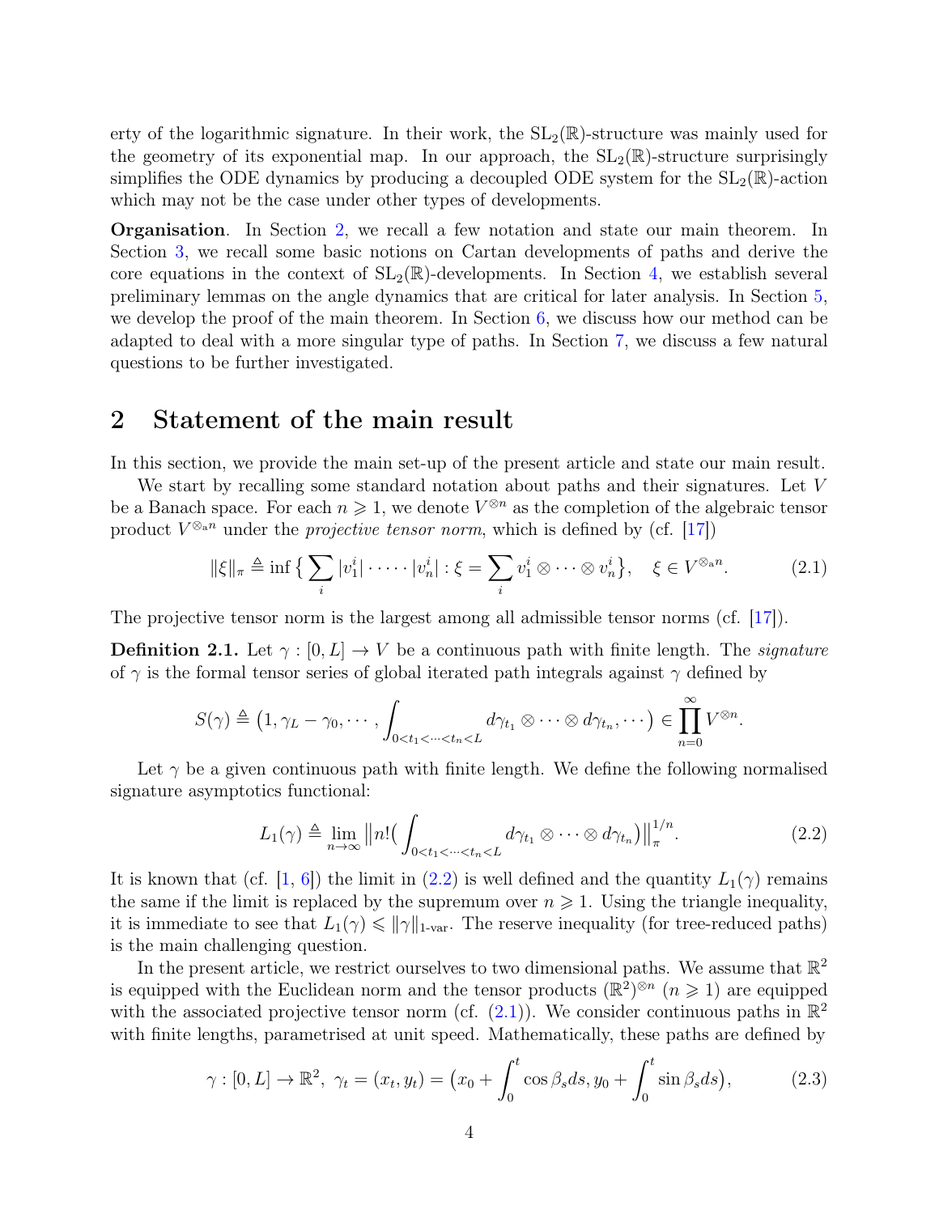erty of the logarithmic signature. In their work, the $\mathrm{SL}_2(\mathbb{R})$-structure was mainly used for the geometry of its exponential map. In our approach, the $\mathrm{SL}_2(\mathbb{R})$-structure surprisingly simplifies the ODE dynamics by producing a decoupled ODE system for the $\mathrm{SL}_2(\mathbb{R})$-action which may not be the case under other types of developments.

**Organisation**. In Section 2, we recall a few notation and state our main theorem. In Section 3, we recall some basic notions on Cartan developments of paths and derive the core equations in the context of $\mathrm{SL}_2(\mathbb{R})$-developments. In Section 4, we establish several preliminary lemmas on the angle dynamics that are critical for later analysis. In Section 5, we develop the proof of the main theorem. In Section 6, we discuss how our method can be adapted to deal with a more singular type of paths. In Section 7, we discuss a few natural questions to be further investigated.

# 2 Statement of the main result

In this section, we provide the main set-up of the present article and state our main result.

We start by recalling some standard notation about paths and their signatures. Let $V$ be a Banach space. For each $n \geqslant 1$, we denote $V^{\otimes n}$ as the completion of the algebraic tensor product $V^{\otimes_{\mathrm{a}} n}$ under the *projective tensor norm*, which is defined by (cf. [17])

$$\|\xi\|_\pi \triangleq \inf\Big\{\sum_i |v_1^i|\cdot \cdots \cdot |v_n^i| : \xi = \sum_i v_1^i \otimes \cdots \otimes v_n^i\Big\}, \quad \xi \in V^{\otimes_{\mathrm{a}} n}. \tag{2.1}$$

The projective tensor norm is the largest among all admissible tensor norms (cf. [17]).

**Definition 2.1.** Let $\gamma : [0, L] \to V$ be a continuous path with finite length. The *signature* of $\gamma$ is the formal tensor series of global iterated path integrals against $\gamma$ defined by

$$S(\gamma) \triangleq \big(1, \gamma_L - \gamma_0, \cdots, \int_{0<t_1<\cdots<t_n<L} d\gamma_{t_1} \otimes \cdots \otimes d\gamma_{t_n}, \cdots\big) \in \prod_{n=0}^{\infty} V^{\otimes n}.$$

Let $\gamma$ be a given continuous path with finite length. We define the following normalised signature asymptotics functional:

$$L_1(\gamma) \triangleq \lim_{n\to\infty} \big\|n!\big(\int_{0<t_1<\cdots<t_n<L} d\gamma_{t_1} \otimes \cdots \otimes d\gamma_{t_n}\big)\big\|_\pi^{1/n}. \tag{2.2}$$

It is known that (cf. [1, 6]) the limit in (2.2) is well defined and the quantity $L_1(\gamma)$ remains the same if the limit is replaced by the supremum over $n \geqslant 1$. Using the triangle inequality, it is immediate to see that $L_1(\gamma) \leqslant \|\gamma\|_{1\text{-var}}$. The reserve inequality (for tree-reduced paths) is the main challenging question.

In the present article, we restrict ourselves to two dimensional paths. We assume that $\mathbb{R}^2$ is equipped with the Euclidean norm and the tensor products $(\mathbb{R}^2)^{\otimes n}$ $(n \geqslant 1)$ are equipped with the associated projective tensor norm (cf. (2.1)). We consider continuous paths in $\mathbb{R}^2$ with finite lengths, parametrised at unit speed. Mathematically, these paths are defined by

$$\gamma : [0, L] \to \mathbb{R}^2, \ \gamma_t = (x_t, y_t) = \big(x_0 + \int_0^t \cos\beta_s ds, y_0 + \int_0^t \sin\beta_s ds\big), \tag{2.3}$$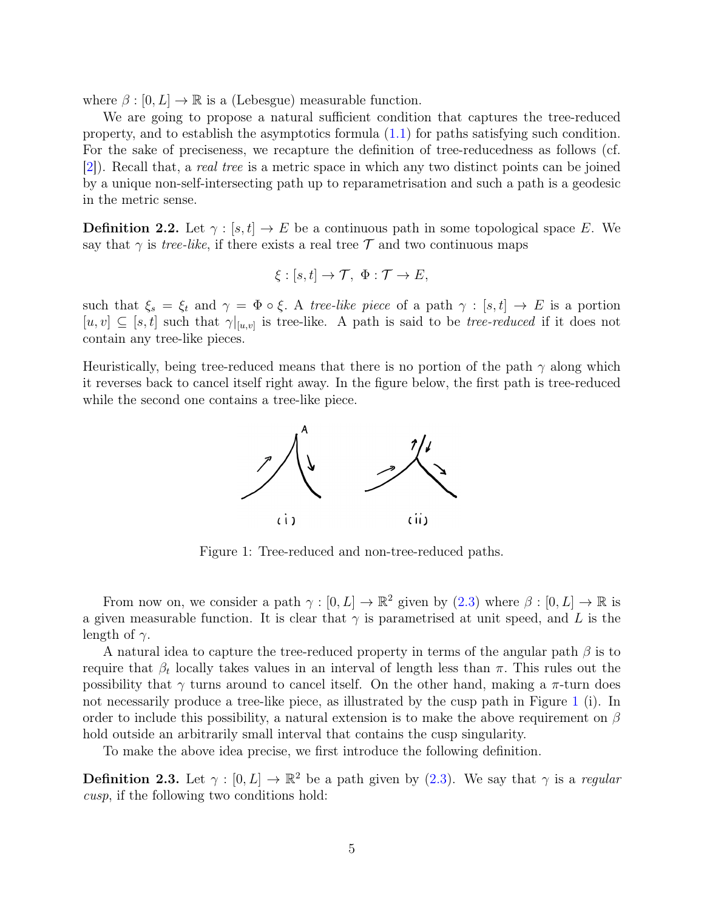where $\beta : [0, L] \to \mathbb{R}$ is a (Lebesgue) measurable function.

We are going to propose a natural sufficient condition that captures the tree-reduced property, and to establish the asymptotics formula (1.1) for paths satisfying such condition. For the sake of preciseness, we recapture the definition of tree-reducedness as follows (cf. [2]). Recall that, a *real tree* is a metric space in which any two distinct points can be joined by a unique non-self-intersecting path up to reparametrisation and such a path is a geodesic in the metric sense.

**Definition 2.2.** Let $\gamma : [s, t] \to E$ be a continuous path in some topological space $E$. We say that $\gamma$ is *tree-like*, if there exists a real tree $\mathcal{T}$ and two continuous maps

$$\xi : [s, t] \to \mathcal{T}, \ \Phi : \mathcal{T} \to E,$$

such that $\xi_s = \xi_t$ and $\gamma = \Phi \circ \xi$. A *tree-like piece* of a path $\gamma : [s, t] \to E$ is a portion $[u, v] \subseteq [s, t]$ such that $\gamma|_{[u,v]}$ is tree-like. A path is said to be *tree-reduced* if it does not contain any tree-like pieces.

Heuristically, being tree-reduced means that there is no portion of the path $\gamma$ along which it reverses back to cancel itself right away. In the figure below, the first path is tree-reduced while the second one contains a tree-like piece.

Figure 1: Tree-reduced and non-tree-reduced paths.

From now on, we consider a path $\gamma : [0, L] \to \mathbb{R}^2$ given by (2.3) where $\beta : [0, L] \to \mathbb{R}$ is a given measurable function. It is clear that $\gamma$ is parametrised at unit speed, and $L$ is the length of $\gamma$.

A natural idea to capture the tree-reduced property in terms of the angular path $\beta$ is to require that $\beta_t$ locally takes values in an interval of length less than $\pi$. This rules out the possibility that $\gamma$ turns around to cancel itself. On the other hand, making a $\pi$-turn does not necessarily produce a tree-like piece, as illustrated by the cusp path in Figure 1 (i). In order to include this possibility, a natural extension is to make the above requirement on $\beta$ hold outside an arbitrarily small interval that contains the cusp singularity.

To make the above idea precise, we first introduce the following definition.

**Definition 2.3.** Let $\gamma : [0, L] \to \mathbb{R}^2$ be a path given by (2.3). We say that $\gamma$ is a *regular cusp*, if the following two conditions hold: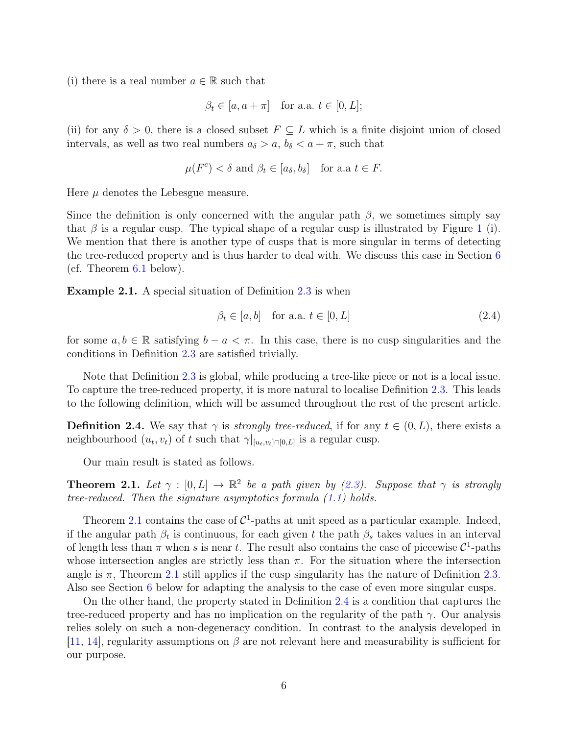(i) there is a real number $a \in \mathbb{R}$ such that

$$\beta_t \in [a, a+\pi] \quad \text{for a.a. } t \in [0, L];$$

(ii) for any $\delta > 0$, there is a closed subset $F \subseteq L$ which is a finite disjoint union of closed intervals, as well as two real numbers $a_\delta > a$, $b_\delta < a + \pi$, such that

$$\mu(F^c) < \delta \text{ and } \beta_t \in [a_\delta, b_\delta] \quad \text{for a.a } t \in F.$$

Here $\mu$ denotes the Lebesgue measure.

Since the definition is only concerned with the angular path $\beta$, we sometimes simply say that $\beta$ is a regular cusp. The typical shape of a regular cusp is illustrated by Figure 1 (i). We mention that there is another type of cusps that is more singular in terms of detecting the tree-reduced property and is thus harder to deal with. We discuss this case in Section 6 (cf. Theorem 6.1 below).

**Example 2.1.** A special situation of Definition 2.3 is when

$$\beta_t \in [a, b] \quad \text{for a.a. } t \in [0, L] \tag{2.4}$$

for some $a, b \in \mathbb{R}$ satisfying $b - a < \pi$. In this case, there is no cusp singularities and the conditions in Definition 2.3 are satisfied trivially.

Note that Definition 2.3 is global, while producing a tree-like piece or not is a local issue. To capture the tree-reduced property, it is more natural to localise Definition 2.3. This leads to the following definition, which will be assumed throughout the rest of the present article.

**Definition 2.4.** We say that $\gamma$ is *strongly tree-reduced*, if for any $t \in (0, L)$, there exists a neighbourhood $(u_t, v_t)$ of $t$ such that $\gamma|_{[u_t, v_t] \cap [0, L]}$ is a regular cusp.

Our main result is stated as follows.

**Theorem 2.1.** *Let $\gamma : [0, L] \to \mathbb{R}^2$ be a path given by (2.3). Suppose that $\gamma$ is strongly tree-reduced. Then the signature asymptotics formula (1.1) holds.*

Theorem 2.1 contains the case of $\mathcal{C}^1$-paths at unit speed as a particular example. Indeed, if the angular path $\beta_t$ is continuous, for each given $t$ the path $\beta_s$ takes values in an interval of length less than $\pi$ when $s$ is near $t$. The result also contains the case of piecewise $\mathcal{C}^1$-paths whose intersection angles are strictly less than $\pi$. For the situation where the intersection angle is $\pi$, Theorem 2.1 still applies if the cusp singularity has the nature of Definition 2.3. Also see Section 6 below for adapting the analysis to the case of even more singular cusps.

On the other hand, the property stated in Definition 2.4 is a condition that captures the tree-reduced property and has no implication on the regularity of the path $\gamma$. Our analysis relies solely on such a non-degeneracy condition. In contrast to the analysis developed in [11, 14], regularity assumptions on $\beta$ are not relevant here and measurability is sufficient for our purpose.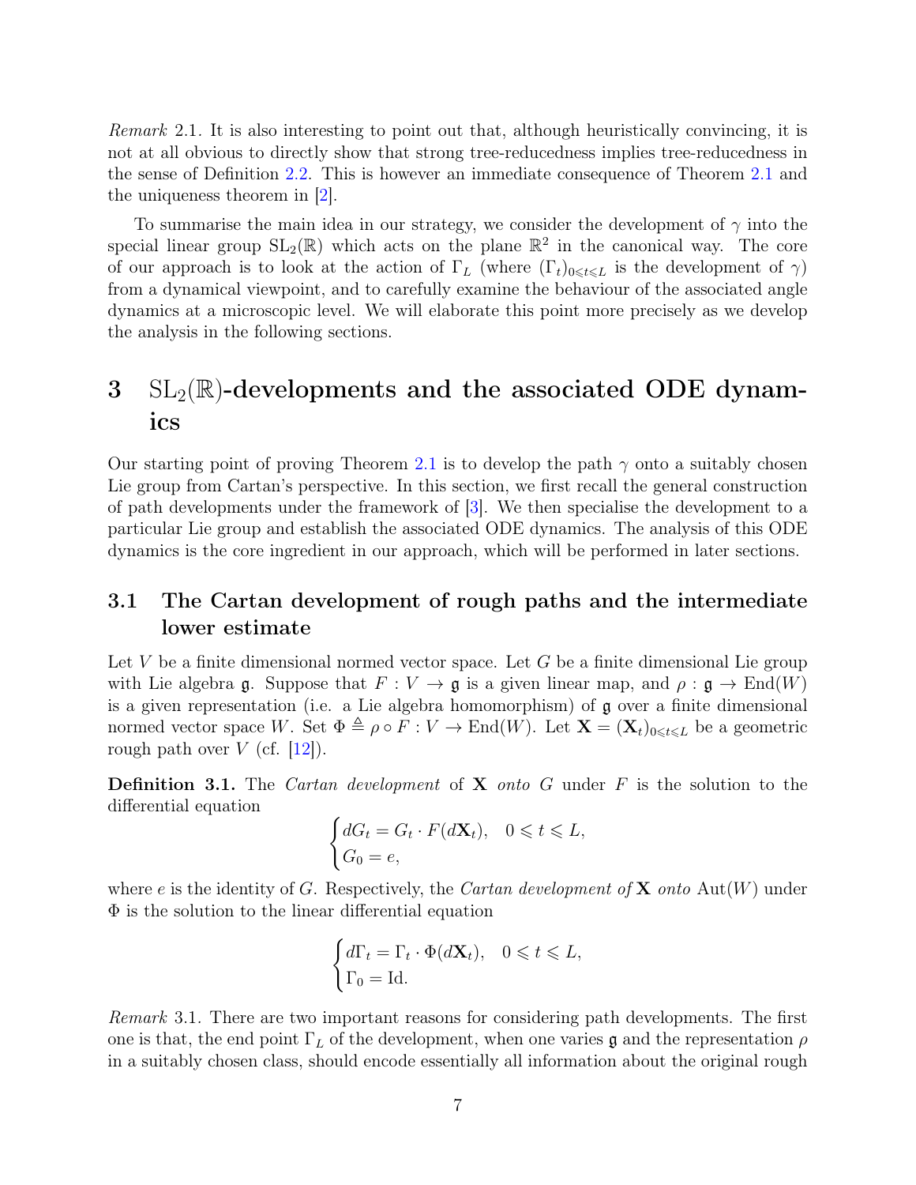*Remark* 2.1. It is also interesting to point out that, although heuristically convincing, it is not at all obvious to directly show that strong tree-reducedness implies tree-reducedness in the sense of Definition 2.2. This is however an immediate consequence of Theorem 2.1 and the uniqueness theorem in [2].

To summarise the main idea in our strategy, we consider the development of $\gamma$ into the special linear group $\mathrm{SL}_2(\mathbb{R})$ which acts on the plane $\mathbb{R}^2$ in the canonical way. The core of our approach is to look at the action of $\Gamma_L$ (where $(\Gamma_t)_{0\leqslant t\leqslant L}$ is the development of $\gamma$) from a dynamical viewpoint, and to carefully examine the behaviour of the associated angle dynamics at a microscopic level. We will elaborate this point more precisely as we develop the analysis in the following sections.

# 3 $\mathrm{SL}_2(\mathbb{R})$-developments and the associated ODE dynamics

Our starting point of proving Theorem 2.1 is to develop the path $\gamma$ onto a suitably chosen Lie group from Cartan's perspective. In this section, we first recall the general construction of path developments under the framework of [3]. We then specialise the development to a particular Lie group and establish the associated ODE dynamics. The analysis of this ODE dynamics is the core ingredient in our approach, which will be performed in later sections.

## 3.1 The Cartan development of rough paths and the intermediate lower estimate

Let $V$ be a finite dimensional normed vector space. Let $G$ be a finite dimensional Lie group with Lie algebra $\mathfrak{g}$. Suppose that $F : V \to \mathfrak{g}$ is a given linear map, and $\rho : \mathfrak{g} \to \mathrm{End}(W)$ is a given representation (i.e. a Lie algebra homomorphism) of $\mathfrak{g}$ over a finite dimensional normed vector space $W$. Set $\Phi \triangleq \rho \circ F : V \to \mathrm{End}(W)$. Let $\mathbf{X} = (\mathbf{X}_t)_{0\leqslant t\leqslant L}$ be a geometric rough path over $V$ (cf. [12]).

**Definition 3.1.** The *Cartan development* of $\mathbf{X}$ *onto* $G$ under $F$ is the solution to the differential equation

$$\begin{cases} dG_t = G_t \cdot F(d\mathbf{X}_t), & 0 \leqslant t \leqslant L, \\ G_0 = e, \end{cases}$$

where $e$ is the identity of $G$. Respectively, the *Cartan development of* $\mathbf{X}$ *onto* $\mathrm{Aut}(W)$ under $\Phi$ is the solution to the linear differential equation

$$\begin{cases} d\Gamma_t = \Gamma_t \cdot \Phi(d\mathbf{X}_t), & 0 \leqslant t \leqslant L, \\ \Gamma_0 = \mathrm{Id}. \end{cases}$$

*Remark* 3.1. There are two important reasons for considering path developments. The first one is that, the end point $\Gamma_L$ of the development, when one varies $\mathfrak{g}$ and the representation $\rho$ in a suitably chosen class, should encode essentially all information about the original rough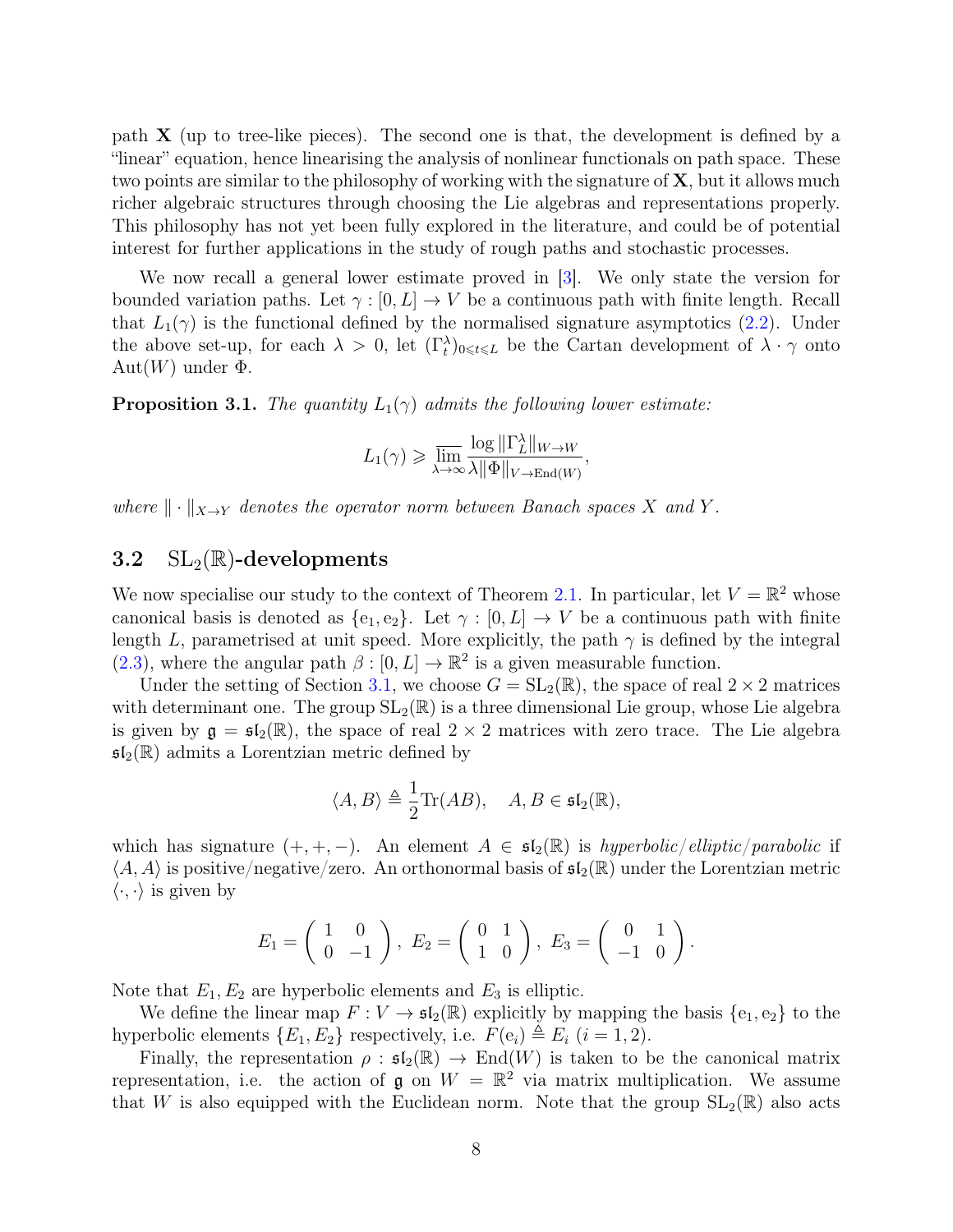path $\mathbf{X}$ (up to tree-like pieces). The second one is that, the development is defined by a "linear" equation, hence linearising the analysis of nonlinear functionals on path space. These two points are similar to the philosophy of working with the signature of $\mathbf{X}$, but it allows much richer algebraic structures through choosing the Lie algebras and representations properly. This philosophy has not yet been fully explored in the literature, and could be of potential interest for further applications in the study of rough paths and stochastic processes.

We now recall a general lower estimate proved in [3]. We only state the version for bounded variation paths. Let $\gamma : [0, L] \to V$ be a continuous path with finite length. Recall that $L_1(\gamma)$ is the functional defined by the normalised signature asymptotics (2.2). Under the above set-up, for each $\lambda > 0$, let $(\Gamma_t^\lambda)_{0 \leqslant t \leqslant L}$ be the Cartan development of $\lambda \cdot \gamma$ onto $\mathrm{Aut}(W)$ under $\Phi$.

**Proposition 3.1.** *The quantity $L_1(\gamma)$ admits the following lower estimate:*

$$L_1(\gamma) \geqslant \varlimsup_{\lambda \to \infty} \frac{\log \|\Gamma_L^\lambda\|_{W \to W}}{\lambda \|\Phi\|_{V \to \mathrm{End}(W)}},$$

*where $\|\cdot\|_{X \to Y}$ denotes the operator norm between Banach spaces $X$ and $Y$.*

## 3.2 $\mathrm{SL}_2(\mathbb{R})$-developments

We now specialise our study to the context of Theorem 2.1. In particular, let $V = \mathbb{R}^2$ whose canonical basis is denoted as $\{\mathrm{e}_1, \mathrm{e}_2\}$. Let $\gamma : [0, L] \to V$ be a continuous path with finite length $L$, parametrised at unit speed. More explicitly, the path $\gamma$ is defined by the integral (2.3), where the angular path $\beta : [0, L] \to \mathbb{R}^2$ is a given measurable function.

Under the setting of Section 3.1, we choose $G = \mathrm{SL}_2(\mathbb{R})$, the space of real $2 \times 2$ matrices with determinant one. The group $\mathrm{SL}_2(\mathbb{R})$ is a three dimensional Lie group, whose Lie algebra is given by $\mathfrak{g} = \mathfrak{sl}_2(\mathbb{R})$, the space of real $2 \times 2$ matrices with zero trace. The Lie algebra $\mathfrak{sl}_2(\mathbb{R})$ admits a Lorentzian metric defined by

$$\langle A, B \rangle \triangleq \frac{1}{2} \mathrm{Tr}(AB), \quad A, B \in \mathfrak{sl}_2(\mathbb{R}),$$

which has signature $(+, +, -)$. An element $A \in \mathfrak{sl}_2(\mathbb{R})$ is *hyperbolic/elliptic/parabolic* if $\langle A, A \rangle$ is positive/negative/zero. An orthonormal basis of $\mathfrak{sl}_2(\mathbb{R})$ under the Lorentzian metric $\langle \cdot, \cdot \rangle$ is given by

$$E_1 = \begin{pmatrix} 1 & 0 \\ 0 & -1 \end{pmatrix}, \; E_2 = \begin{pmatrix} 0 & 1 \\ 1 & 0 \end{pmatrix}, \; E_3 = \begin{pmatrix} 0 & 1 \\ -1 & 0 \end{pmatrix}.$$

Note that $E_1, E_2$ are hyperbolic elements and $E_3$ is elliptic.

We define the linear map $F : V \to \mathfrak{sl}_2(\mathbb{R})$ explicitly by mapping the basis $\{\mathrm{e}_1, \mathrm{e}_2\}$ to the hyperbolic elements $\{E_1, E_2\}$ respectively, i.e. $F(\mathrm{e}_i) \triangleq E_i$ $(i = 1, 2)$.

Finally, the representation $\rho : \mathfrak{sl}_2(\mathbb{R}) \to \mathrm{End}(W)$ is taken to be the canonical matrix representation, i.e. the action of $\mathfrak{g}$ on $W = \mathbb{R}^2$ via matrix multiplication. We assume that $W$ is also equipped with the Euclidean norm. Note that the group $\mathrm{SL}_2(\mathbb{R})$ also acts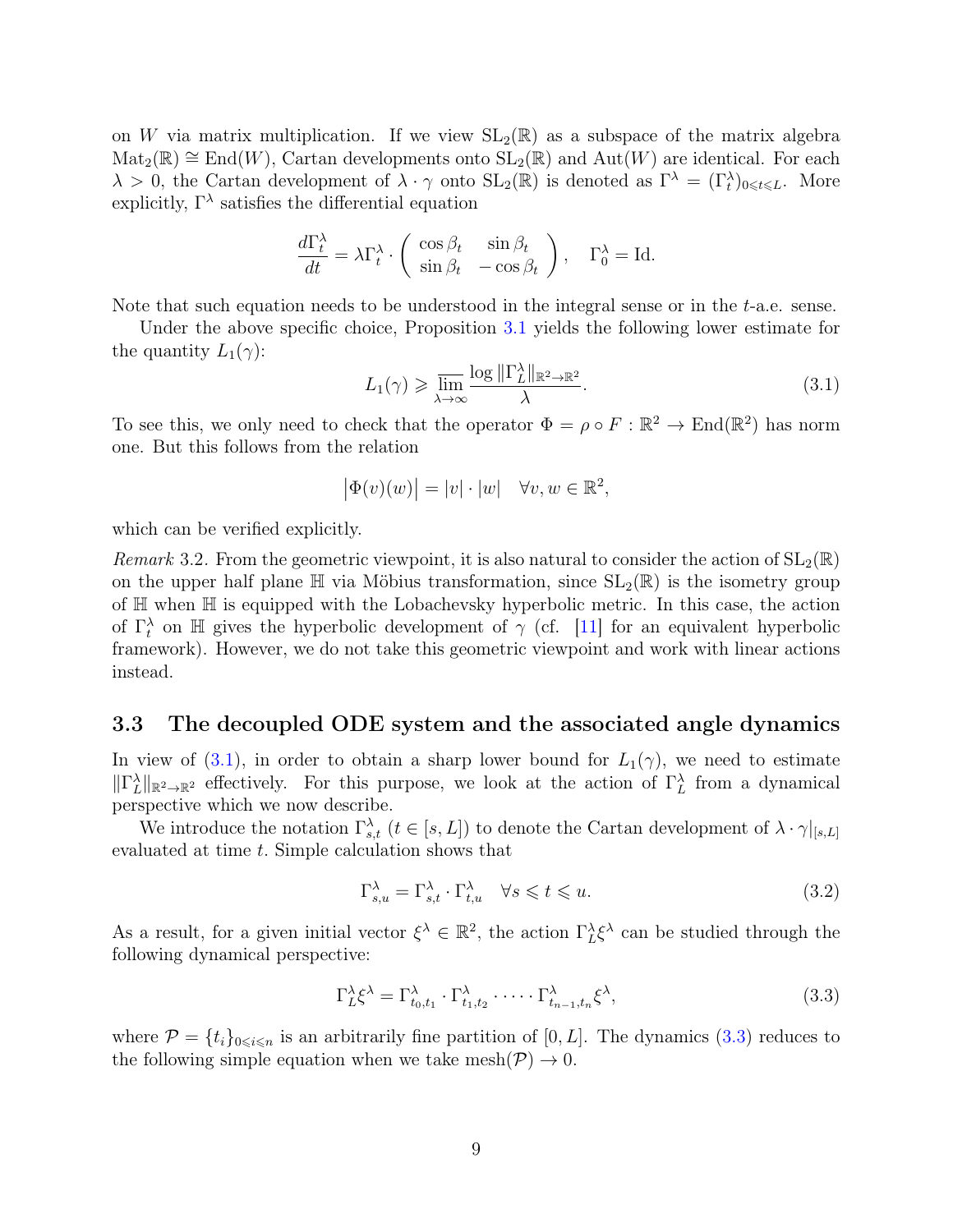on $W$ via matrix multiplication. If we view $\mathrm{SL}_2(\mathbb{R})$ as a subspace of the matrix algebra $\mathrm{Mat}_2(\mathbb{R}) \cong \mathrm{End}(W)$, Cartan developments onto $\mathrm{SL}_2(\mathbb{R})$ and $\mathrm{Aut}(W)$ are identical. For each $\lambda > 0$, the Cartan development of $\lambda \cdot \gamma$ onto $\mathrm{SL}_2(\mathbb{R})$ is denoted as $\Gamma^\lambda = (\Gamma^\lambda_t)_{0 \leqslant t \leqslant L}$. More explicitly, $\Gamma^\lambda$ satisfies the differential equation

$$\frac{d\Gamma^\lambda_t}{dt} = \lambda \Gamma^\lambda_t \cdot \begin{pmatrix} \cos\beta_t & \sin\beta_t \\ \sin\beta_t & -\cos\beta_t \end{pmatrix}, \quad \Gamma^\lambda_0 = \mathrm{Id}.$$

Note that such equation needs to be understood in the integral sense or in the $t$-a.e. sense.

Under the above specific choice, Proposition 3.1 yields the following lower estimate for the quantity $L_1(\gamma)$:

$$L_1(\gamma) \geqslant \overline{\lim_{\lambda\to\infty}} \frac{\log \|\Gamma^\lambda_L\|_{\mathbb{R}^2 \to \mathbb{R}^2}}{\lambda}. \tag{3.1}$$

To see this, we only need to check that the operator $\Phi = \rho \circ F : \mathbb{R}^2 \to \mathrm{End}(\mathbb{R}^2)$ has norm one. But this follows from the relation

$$\left|\Phi(v)(w)\right| = |v| \cdot |w| \quad \forall v, w \in \mathbb{R}^2,$$

which can be verified explicitly.

*Remark* 3.2. From the geometric viewpoint, it is also natural to consider the action of $\mathrm{SL}_2(\mathbb{R})$ on the upper half plane $\mathbb{H}$ via Möbius transformation, since $\mathrm{SL}_2(\mathbb{R})$ is the isometry group of $\mathbb{H}$ when $\mathbb{H}$ is equipped with the Lobachevsky hyperbolic metric. In this case, the action of $\Gamma^\lambda_t$ on $\mathbb{H}$ gives the hyperbolic development of $\gamma$ (cf. [11] for an equivalent hyperbolic framework). However, we do not take this geometric viewpoint and work with linear actions instead.

### 3.3 The decoupled ODE system and the associated angle dynamics

In view of (3.1), in order to obtain a sharp lower bound for $L_1(\gamma)$, we need to estimate $\|\Gamma^\lambda_L\|_{\mathbb{R}^2\to\mathbb{R}^2}$ effectively. For this purpose, we look at the action of $\Gamma^\lambda_L$ from a dynamical perspective which we now describe.

We introduce the notation $\Gamma^\lambda_{s,t}$ ($t \in [s, L]$) to denote the Cartan development of $\lambda \cdot \gamma|_{[s,L]}$ evaluated at time $t$. Simple calculation shows that

$$\Gamma^\lambda_{s,u} = \Gamma^\lambda_{s,t} \cdot \Gamma^\lambda_{t,u} \quad \forall s \leqslant t \leqslant u. \tag{3.2}$$

As a result, for a given initial vector $\xi^\lambda \in \mathbb{R}^2$, the action $\Gamma^\lambda_L \xi^\lambda$ can be studied through the following dynamical perspective:

$$\Gamma^\lambda_L \xi^\lambda = \Gamma^\lambda_{t_0,t_1} \cdot \Gamma^\lambda_{t_1,t_2} \cdot \dots \cdot \Gamma^\lambda_{t_{n-1},t_n} \xi^\lambda, \tag{3.3}$$

where $\mathcal{P} = \{t_i\}_{0 \leqslant i \leqslant n}$ is an arbitrarily fine partition of $[0, L]$. The dynamics (3.3) reduces to the following simple equation when we take $\mathrm{mesh}(\mathcal{P}) \to 0$.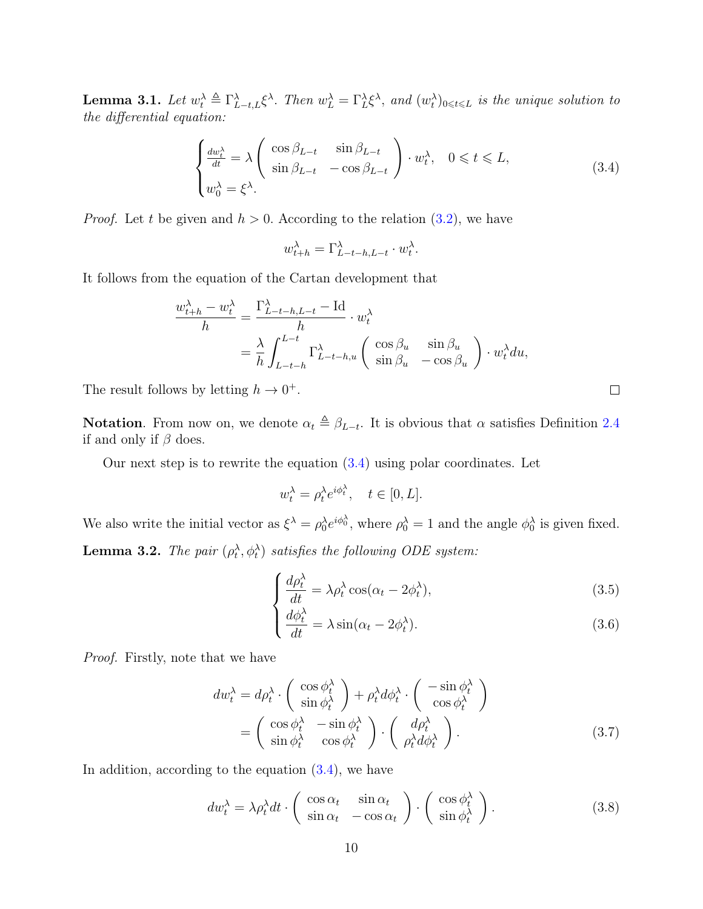**Lemma 3.1.** *Let $w_t^\lambda \triangleq \Gamma^\lambda_{L-t,L}\xi^\lambda$. Then $w_L^\lambda = \Gamma_L^\lambda \xi^\lambda$, and $(w_t^\lambda)_{0\leqslant t\leqslant L}$ is the unique solution to the differential equation:*

$$
\begin{cases}
\frac{dw_t^\lambda}{dt} = \lambda \begin{pmatrix} \cos\beta_{L-t} & \sin\beta_{L-t} \\ \sin\beta_{L-t} & -\cos\beta_{L-t} \end{pmatrix} \cdot w_t^\lambda, \quad 0 \leqslant t \leqslant L, \\
w_0^\lambda = \xi^\lambda.
\end{cases}
\tag{3.4}
$$

*Proof.* Let $t$ be given and $h > 0$. According to the relation (3.2), we have

$$
w_{t+h}^\lambda = \Gamma^\lambda_{L-t-h,L-t} \cdot w_t^\lambda.
$$

It follows from the equation of the Cartan development that

$$
\begin{aligned}
\frac{w_{t+h}^\lambda - w_t^\lambda}{h} &= \frac{\Gamma^\lambda_{L-t-h,L-t} - \mathrm{Id}}{h} \cdot w_t^\lambda \\
&= \frac{\lambda}{h}\int_{L-t-h}^{L-t} \Gamma^\lambda_{L-t-h,u} \begin{pmatrix} \cos\beta_u & \sin\beta_u \\ \sin\beta_u & -\cos\beta_u \end{pmatrix} \cdot w_t^\lambda du,
\end{aligned}
$$

The result follows by letting $h \to 0^+$. $\square$

**Notation**. From now on, we denote $\alpha_t \triangleq \beta_{L-t}$. It is obvious that $\alpha$ satisfies Definition 2.4 if and only if $\beta$ does.

Our next step is to rewrite the equation (3.4) using polar coordinates. Let

$$
w_t^\lambda = \rho_t^\lambda e^{i\phi_t^\lambda}, \quad t \in [0, L].
$$

We also write the initial vector as $\xi^\lambda = \rho_0^\lambda e^{i\phi_0^\lambda}$, where $\rho_0^\lambda = 1$ and the angle $\phi_0^\lambda$ is given fixed.

**Lemma 3.2.** *The pair $(\rho_t^\lambda, \phi_t^\lambda)$ satisfies the following ODE system:*

$$
\begin{cases}
\dfrac{d\rho_t^\lambda}{dt} = \lambda \rho_t^\lambda \cos(\alpha_t - 2\phi_t^\lambda), & (3.5) \\[2ex]
\dfrac{d\phi_t^\lambda}{dt} = \lambda \sin(\alpha_t - 2\phi_t^\lambda). & (3.6)
\end{cases}
$$

*Proof.* Firstly, note that we have

$$
\begin{aligned}
dw_t^\lambda &= d\rho_t^\lambda \cdot \begin{pmatrix} \cos\phi_t^\lambda \\ \sin\phi_t^\lambda \end{pmatrix} + \rho_t^\lambda d\phi_t^\lambda \cdot \begin{pmatrix} -\sin\phi_t^\lambda \\ \cos\phi_t^\lambda \end{pmatrix} \\
&= \begin{pmatrix} \cos\phi_t^\lambda & -\sin\phi_t^\lambda \\ \sin\phi_t^\lambda & \cos\phi_t^\lambda \end{pmatrix} \cdot \begin{pmatrix} d\rho_t^\lambda \\ \rho_t^\lambda d\phi_t^\lambda \end{pmatrix}.
\end{aligned}
\tag{3.7}
$$

In addition, according to the equation (3.4), we have

$$
dw_t^\lambda = \lambda \rho_t^\lambda dt \cdot \begin{pmatrix} \cos\alpha_t & \sin\alpha_t \\ \sin\alpha_t & -\cos\alpha_t \end{pmatrix} \cdot \begin{pmatrix} \cos\phi_t^\lambda \\ \sin\phi_t^\lambda \end{pmatrix}.
\tag{3.8}
$$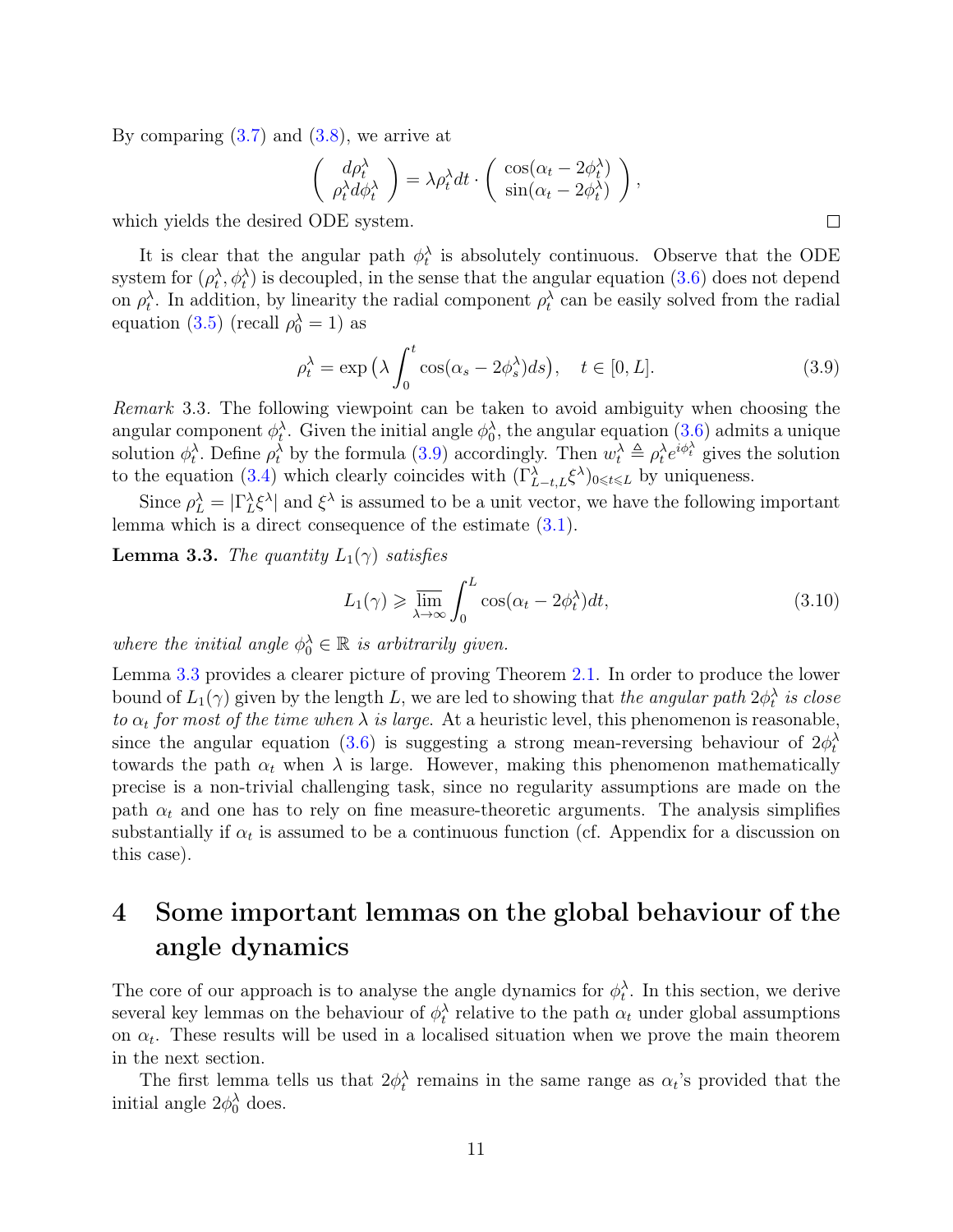By comparing (3.7) and (3.8), we arrive at

$$\begin{pmatrix} d\rho_t^\lambda \\ \rho_t^\lambda d\phi_t^\lambda \end{pmatrix} = \lambda \rho_t^\lambda dt \cdot \begin{pmatrix} \cos(\alpha_t - 2\phi_t^\lambda) \\ \sin(\alpha_t - 2\phi_t^\lambda) \end{pmatrix},$$

which yields the desired ODE system. □

It is clear that the angular path $\phi_t^\lambda$ is absolutely continuous. Observe that the ODE system for $(\rho_t^\lambda, \phi_t^\lambda)$ is decoupled, in the sense that the angular equation (3.6) does not depend on $\rho_t^\lambda$. In addition, by linearity the radial component $\rho_t^\lambda$ can be easily solved from the radial equation (3.5) (recall $\rho_0^\lambda = 1$) as

$$\rho_t^\lambda = \exp\big(\lambda \int_0^t \cos(\alpha_s - 2\phi_s^\lambda) ds\big), \quad t \in [0, L]. \tag{3.9}$$

*Remark* 3.3. The following viewpoint can be taken to avoid ambiguity when choosing the angular component $\phi_t^\lambda$. Given the initial angle $\phi_0^\lambda$, the angular equation (3.6) admits a unique solution $\phi_t^\lambda$. Define $\rho_t^\lambda$ by the formula (3.9) accordingly. Then $w_t^\lambda \triangleq \rho_t^\lambda e^{i\phi_t^\lambda}$ gives the solution to the equation (3.4) which clearly coincides with $(\Gamma_{L-t,L}^\lambda \xi^\lambda)_{0 \leqslant t \leqslant L}$ by uniqueness.

Since $\rho_L^\lambda = |\Gamma_L^\lambda \xi^\lambda|$ and $\xi^\lambda$ is assumed to be a unit vector, we have the following important lemma which is a direct consequence of the estimate (3.1).

**Lemma 3.3.** *The quantity $L_1(\gamma)$ satisfies*

$$L_1(\gamma) \geqslant \varlimsup_{\lambda \to \infty} \int_0^L \cos(\alpha_t - 2\phi_t^\lambda) dt, \tag{3.10}$$

*where the initial angle $\phi_0^\lambda \in \mathbb{R}$ is arbitrarily given.*

Lemma 3.3 provides a clearer picture of proving Theorem 2.1. In order to produce the lower bound of $L_1(\gamma)$ given by the length $L$, we are led to showing that *the angular path $2\phi_t^\lambda$ is close to $\alpha_t$ for most of the time when $\lambda$ is large.* At a heuristic level, this phenomenon is reasonable, since the angular equation (3.6) is suggesting a strong mean-reversing behaviour of $2\phi_t^\lambda$ towards the path $\alpha_t$ when $\lambda$ is large. However, making this phenomenon mathematically precise is a non-trivial challenging task, since no regularity assumptions are made on the path $\alpha_t$ and one has to rely on fine measure-theoretic arguments. The analysis simplifies substantially if $\alpha_t$ is assumed to be a continuous function (cf. Appendix for a discussion on this case).

# 4 Some important lemmas on the global behaviour of the angle dynamics

The core of our approach is to analyse the angle dynamics for $\phi_t^\lambda$. In this section, we derive several key lemmas on the behaviour of $\phi_t^\lambda$ relative to the path $\alpha_t$ under global assumptions on $\alpha_t$. These results will be used in a localised situation when we prove the main theorem in the next section.

The first lemma tells us that $2\phi_t^\lambda$ remains in the same range as $\alpha_t$'s provided that the initial angle $2\phi_0^\lambda$ does.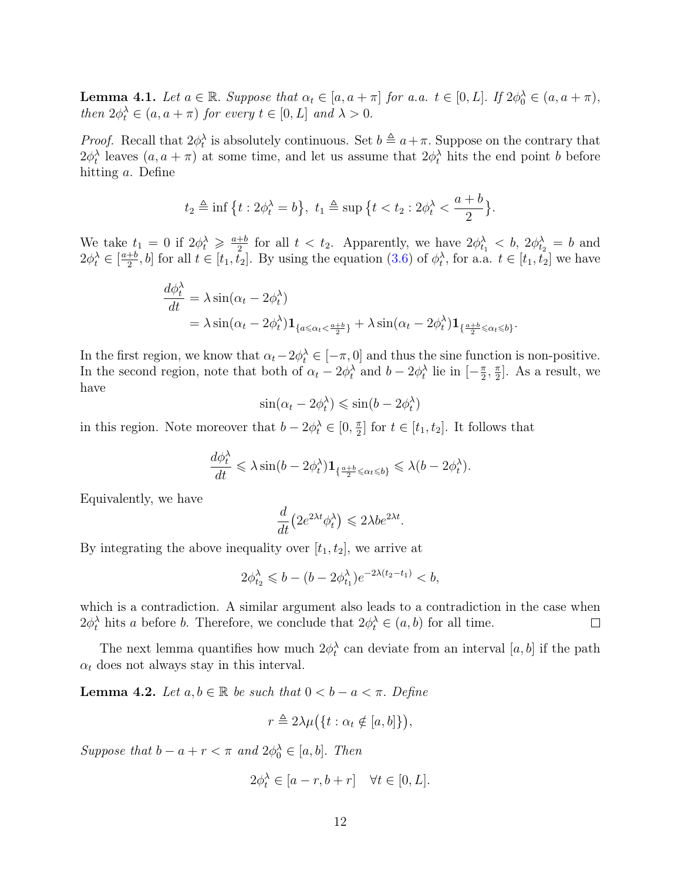**Lemma 4.1.** *Let $a \in \mathbb{R}$. Suppose that $\alpha_t \in [a, a+\pi]$ for a.a. $t \in [0, L]$. If $2\phi_0^\lambda \in (a, a+\pi)$, then $2\phi_t^\lambda \in (a, a+\pi)$ for every $t \in [0, L]$ and $\lambda > 0$.*

*Proof.* Recall that $2\phi_t^\lambda$ is absolutely continuous. Set $b \triangleq a+\pi$. Suppose on the contrary that $2\phi_t^\lambda$ leaves $(a, a+\pi)$ at some time, and let us assume that $2\phi_t^\lambda$ hits the end point $b$ before hitting $a$. Define

$$t_2 \triangleq \inf\big\{t : 2\phi_t^\lambda = b\big\},\ t_1 \triangleq \sup\big\{t < t_2 : 2\phi_t^\lambda < \frac{a+b}{2}\big\}.$$

We take $t_1 = 0$ if $2\phi_t^\lambda \geqslant \frac{a+b}{2}$ for all $t < t_2$. Apparently, we have $2\phi_{t_1}^\lambda < b$, $2\phi_{t_2}^\lambda = b$ and $2\phi_t^\lambda \in [\frac{a+b}{2}, b]$ for all $t \in [t_1, t_2]$. By using the equation (3.6) of $\phi_t^\lambda$, for a.a. $t \in [t_1, t_2]$ we have

$$\begin{aligned}\frac{d\phi_t^\lambda}{dt} &= \lambda \sin(\alpha_t - 2\phi_t^\lambda) \\ &= \lambda \sin(\alpha_t - 2\phi_t^\lambda)\mathbf{1}_{\{a \leqslant \alpha_t < \frac{a+b}{2}\}} + \lambda \sin(\alpha_t - 2\phi_t^\lambda)\mathbf{1}_{\{\frac{a+b}{2} \leqslant \alpha_t \leqslant b\}}.\end{aligned}$$

In the first region, we know that $\alpha_t - 2\phi_t^\lambda \in [-\pi, 0]$ and thus the sine function is non-positive. In the second region, note that both of $\alpha_t - 2\phi_t^\lambda$ and $b - 2\phi_t^\lambda$ lie in $[-\frac{\pi}{2}, \frac{\pi}{2}]$. As a result, we have

$$\sin(\alpha_t - 2\phi_t^\lambda) \leqslant \sin(b - 2\phi_t^\lambda)$$

in this region. Note moreover that $b - 2\phi_t^\lambda \in [0, \frac{\pi}{2}]$ for $t \in [t_1, t_2]$. It follows that

$$\frac{d\phi_t^\lambda}{dt} \leqslant \lambda \sin(b - 2\phi_t^\lambda)\mathbf{1}_{\{\frac{a+b}{2} \leqslant \alpha_t \leqslant b\}} \leqslant \lambda(b - 2\phi_t^\lambda).$$

Equivalently, we have

$$\frac{d}{dt}\big(2e^{2\lambda t}\phi_t^\lambda\big) \leqslant 2\lambda b e^{2\lambda t}.$$

By integrating the above inequality over $[t_1, t_2]$, we arrive at

$$2\phi_{t_2}^\lambda \leqslant b - (b - 2\phi_{t_1}^\lambda)e^{-2\lambda(t_2 - t_1)} < b,$$

which is a contradiction. A similar argument also leads to a contradiction in the case when $2\phi_t^\lambda$ hits $a$ before $b$. Therefore, we conclude that $2\phi_t^\lambda \in (a, b)$ for all time. $\square$

The next lemma quantifies how much $2\phi_t^\lambda$ can deviate from an interval $[a, b]$ if the path $\alpha_t$ does not always stay in this interval.

**Lemma 4.2.** *Let $a, b \in \mathbb{R}$ be such that $0 < b - a < \pi$. Define*

$$r \triangleq 2\lambda\mu\big(\{t : \alpha_t \notin [a, b]\}\big),$$

*Suppose that $b - a + r < \pi$ and $2\phi_0^\lambda \in [a, b]$. Then*

$$2\phi_t^\lambda \in [a - r, b + r] \quad \forall t \in [0, L].$$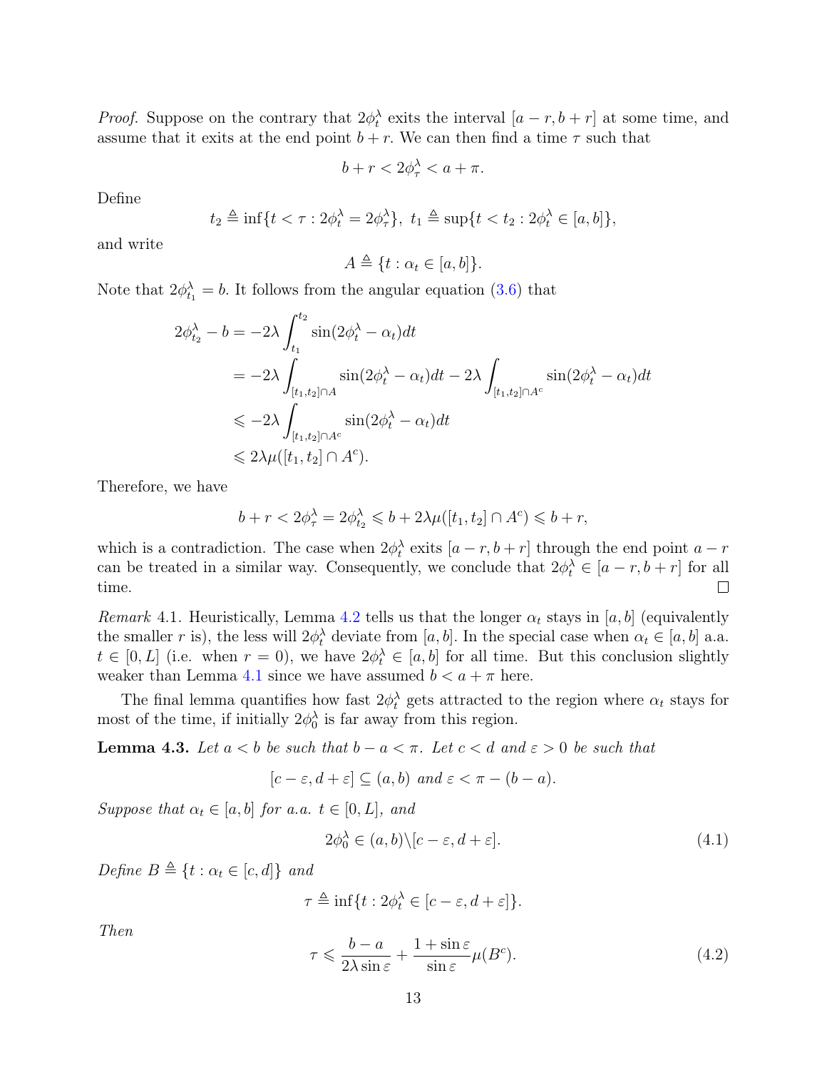*Proof.* Suppose on the contrary that $2\phi_t^\lambda$ exits the interval $[a-r, b+r]$ at some time, and assume that it exits at the end point $b+r$. We can then find a time $\tau$ such that

$$b + r < 2\phi_\tau^\lambda < a + \pi.$$

Define

$$t_2 \triangleq \inf\{t < \tau : 2\phi_t^\lambda = 2\phi_\tau^\lambda\},\ t_1 \triangleq \sup\{t < t_2 : 2\phi_t^\lambda \in [a,b]\},$$

and write

$$A \triangleq \{t : \alpha_t \in [a,b]\}.$$

Note that $2\phi_{t_1}^\lambda = b$. It follows from the angular equation (3.6) that

$$\begin{aligned}
2\phi_{t_2}^\lambda - b &= -2\lambda \int_{t_1}^{t_2} \sin(2\phi_t^\lambda - \alpha_t)dt \\
&= -2\lambda \int_{[t_1,t_2]\cap A} \sin(2\phi_t^\lambda - \alpha_t)dt - 2\lambda \int_{[t_1,t_2]\cap A^c} \sin(2\phi_t^\lambda - \alpha_t)dt \\
&\leqslant -2\lambda \int_{[t_1,t_2]\cap A^c} \sin(2\phi_t^\lambda - \alpha_t)dt \\
&\leqslant 2\lambda \mu([t_1,t_2]\cap A^c).
\end{aligned}$$

Therefore, we have

$$b + r < 2\phi_\tau^\lambda = 2\phi_{t_2}^\lambda \leqslant b + 2\lambda\mu([t_1,t_2]\cap A^c) \leqslant b + r,$$

which is a contradiction. The case when $2\phi_t^\lambda$ exits $[a-r, b+r]$ through the end point $a-r$ can be treated in a similar way. Consequently, we conclude that $2\phi_t^\lambda \in [a-r, b+r]$ for all time. □

*Remark* 4.1. Heuristically, Lemma 4.2 tells us that the longer $\alpha_t$ stays in $[a,b]$ (equivalently the smaller $r$ is), the less will $2\phi_t^\lambda$ deviate from $[a,b]$. In the special case when $\alpha_t \in [a,b]$ a.a. $t \in [0,L]$ (i.e. when $r = 0$), we have $2\phi_t^\lambda \in [a,b]$ for all time. But this conclusion slightly weaker than Lemma 4.1 since we have assumed $b < a + \pi$ here.

The final lemma quantifies how fast $2\phi_t^\lambda$ gets attracted to the region where $\alpha_t$ stays for most of the time, if initially $2\phi_0^\lambda$ is far away from this region.

**Lemma 4.3.** *Let $a < b$ be such that $b - a < \pi$. Let $c < d$ and $\varepsilon > 0$ be such that*

$$[c-\varepsilon, d+\varepsilon] \subseteq (a,b) \text{ and } \varepsilon < \pi - (b-a).$$

*Suppose that $\alpha_t \in [a,b]$ for a.a. $t \in [0,L]$, and*

$$2\phi_0^\lambda \in (a,b) \backslash [c-\varepsilon, d+\varepsilon]. \tag{4.1}$$

*Define $B \triangleq \{t : \alpha_t \in [c,d]\}$ and*

$$\tau \triangleq \inf\{t : 2\phi_t^\lambda \in [c-\varepsilon, d+\varepsilon]\}.$$

*Then*

$$\tau \leqslant \frac{b-a}{2\lambda \sin\varepsilon} + \frac{1+\sin\varepsilon}{\sin\varepsilon}\mu(B^c). \tag{4.2}$$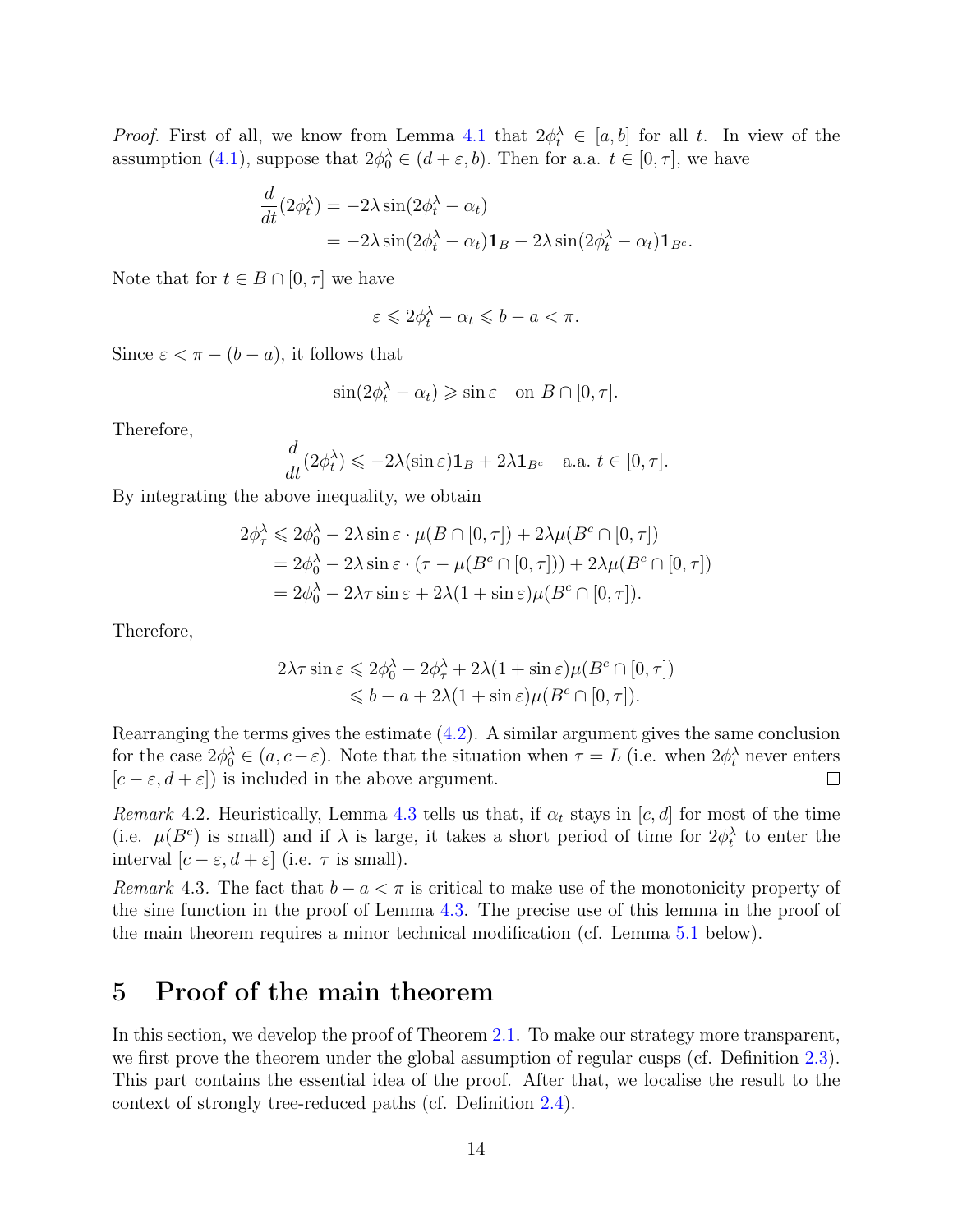*Proof.* First of all, we know from Lemma 4.1 that $2\phi_t^\lambda \in [a,b]$ for all $t$. In view of the assumption (4.1), suppose that $2\phi_0^\lambda \in (d+\varepsilon, b)$. Then for a.a. $t \in [0,\tau]$, we have

$$\begin{aligned}\frac{d}{dt}(2\phi_t^\lambda) &= -2\lambda \sin(2\phi_t^\lambda - \alpha_t) \\ &= -2\lambda \sin(2\phi_t^\lambda - \alpha_t)\mathbf{1}_B - 2\lambda \sin(2\phi_t^\lambda - \alpha_t)\mathbf{1}_{B^c}.\end{aligned}$$

Note that for $t \in B \cap [0,\tau]$ we have

$$\varepsilon \leqslant 2\phi_t^\lambda - \alpha_t \leqslant b - a < \pi.$$

Since $\varepsilon < \pi - (b-a)$, it follows that

$$\sin(2\phi_t^\lambda - \alpha_t) \geqslant \sin\varepsilon \quad \text{on } B \cap [0,\tau].$$

Therefore,

$$\frac{d}{dt}(2\phi_t^\lambda) \leqslant -2\lambda(\sin\varepsilon)\mathbf{1}_B + 2\lambda\mathbf{1}_{B^c} \quad \text{a.a. } t \in [0,\tau].$$

By integrating the above inequality, we obtain

$$\begin{aligned}2\phi_\tau^\lambda &\leqslant 2\phi_0^\lambda - 2\lambda\sin\varepsilon \cdot \mu(B \cap [0,\tau]) + 2\lambda\mu(B^c \cap [0,\tau]) \\ &= 2\phi_0^\lambda - 2\lambda\sin\varepsilon \cdot (\tau - \mu(B^c \cap [0,\tau])) + 2\lambda\mu(B^c \cap [0,\tau]) \\ &= 2\phi_0^\lambda - 2\lambda\tau\sin\varepsilon + 2\lambda(1+\sin\varepsilon)\mu(B^c \cap [0,\tau]).\end{aligned}$$

Therefore,

$$\begin{aligned}2\lambda\tau\sin\varepsilon &\leqslant 2\phi_0^\lambda - 2\phi_\tau^\lambda + 2\lambda(1+\sin\varepsilon)\mu(B^c \cap [0,\tau]) \\ &\leqslant b - a + 2\lambda(1+\sin\varepsilon)\mu(B^c \cap [0,\tau]).\end{aligned}$$

Rearranging the terms gives the estimate (4.2). A similar argument gives the same conclusion for the case $2\phi_0^\lambda \in (a, c-\varepsilon)$. Note that the situation when $\tau = L$ (i.e. when $2\phi_t^\lambda$ never enters $[c-\varepsilon, d+\varepsilon]$) is included in the above argument. ◻

*Remark* 4.2. Heuristically, Lemma 4.3 tells us that, if $\alpha_t$ stays in $[c,d]$ for most of the time (i.e. $\mu(B^c)$ is small) and if $\lambda$ is large, it takes a short period of time for $2\phi_t^\lambda$ to enter the interval $[c-\varepsilon, d+\varepsilon]$ (i.e. $\tau$ is small).

*Remark* 4.3. The fact that $b - a < \pi$ is critical to make use of the monotonicity property of the sine function in the proof of Lemma 4.3. The precise use of this lemma in the proof of the main theorem requires a minor technical modification (cf. Lemma 5.1 below).

# 5 Proof of the main theorem

In this section, we develop the proof of Theorem 2.1. To make our strategy more transparent, we first prove the theorem under the global assumption of regular cusps (cf. Definition 2.3). This part contains the essential idea of the proof. After that, we localise the result to the context of strongly tree-reduced paths (cf. Definition 2.4).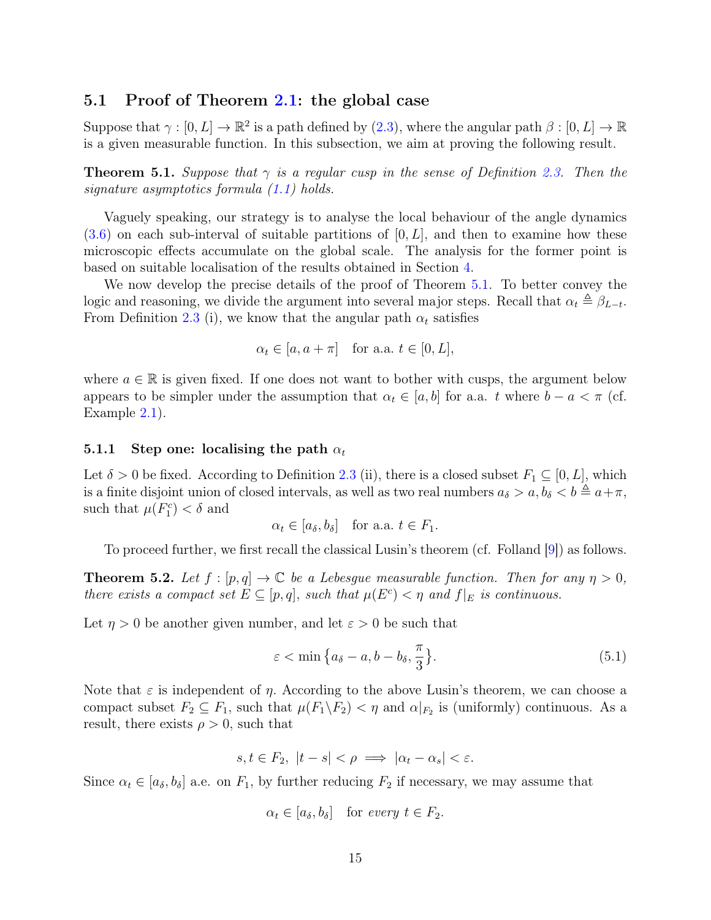## 5.1 Proof of Theorem 2.1: the global case

Suppose that $\gamma : [0, L] \to \mathbb{R}^2$ is a path defined by (2.3), where the angular path $\beta : [0, L] \to \mathbb{R}$ is a given measurable function. In this subsection, we aim at proving the following result.

**Theorem 5.1.** *Suppose that $\gamma$ is a regular cusp in the sense of Definition 2.3. Then the signature asymptotics formula (1.1) holds.*

Vaguely speaking, our strategy is to analyse the local behaviour of the angle dynamics (3.6) on each sub-interval of suitable partitions of $[0, L]$, and then to examine how these microscopic effects accumulate on the global scale. The analysis for the former point is based on suitable localisation of the results obtained in Section 4.

We now develop the precise details of the proof of Theorem 5.1. To better convey the logic and reasoning, we divide the argument into several major steps. Recall that $\alpha_t \triangleq \beta_{L-t}$. From Definition 2.3 (i), we know that the angular path $\alpha_t$ satisfies

$$\alpha_t \in [a, a + \pi] \quad \text{for a.a. } t \in [0, L],$$

where $a \in \mathbb{R}$ is given fixed. If one does not want to bother with cusps, the argument below appears to be simpler under the assumption that $\alpha_t \in [a, b]$ for a.a. $t$ where $b - a < \pi$ (cf. Example 2.1).

### 5.1.1 Step one: localising the path $\alpha_t$

Let $\delta > 0$ be fixed. According to Definition 2.3 (ii), there is a closed subset $F_1 \subseteq [0, L]$, which is a finite disjoint union of closed intervals, as well as two real numbers $a_\delta > a, b_\delta < b \triangleq a + \pi$, such that $\mu(F_1^c) < \delta$ and

$$\alpha_t \in [a_\delta, b_\delta] \quad \text{for a.a. } t \in F_1.$$

To proceed further, we first recall the classical Lusin's theorem (cf. Folland [9]) as follows.

**Theorem 5.2.** *Let $f : [p, q] \to \mathbb{C}$ be a Lebesgue measurable function. Then for any $\eta > 0$, there exists a compact set $E \subseteq [p, q]$, such that $\mu(E^c) < \eta$ and $f|_E$ is continuous.*

Let $\eta > 0$ be another given number, and let $\varepsilon > 0$ be such that

$$\varepsilon < \min\left\{a_\delta - a, b - b_\delta, \frac{\pi}{3}\right\}. \tag{5.1}$$

Note that $\varepsilon$ is independent of $\eta$. According to the above Lusin's theorem, we can choose a compact subset $F_2 \subseteq F_1$, such that $\mu(F_1 \backslash F_2) < \eta$ and $\alpha|_{F_2}$ is (uniformly) continuous. As a result, there exists $\rho > 0$, such that

$$s, t \in F_2, \ |t - s| < \rho \implies |\alpha_t - \alpha_s| < \varepsilon.$$

Since $\alpha_t \in [a_\delta, b_\delta]$ a.e. on $F_1$, by further reducing $F_2$ if necessary, we may assume that

$$\alpha_t \in [a_\delta, b_\delta] \quad \text{for } \textit{every } t \in F_2.$$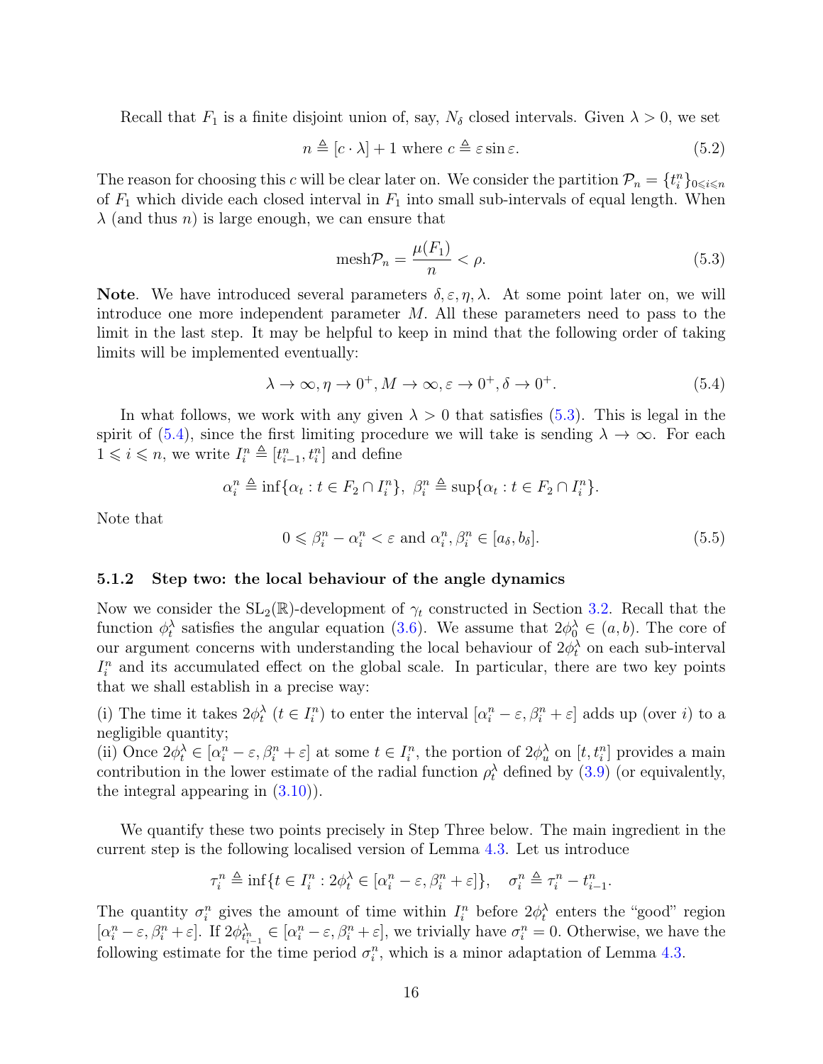Recall that $F_1$ is a finite disjoint union of, say, $N_\delta$ closed intervals. Given $\lambda > 0$, we set

$$n \triangleq [c \cdot \lambda] + 1 \text{ where } c \triangleq \varepsilon \sin \varepsilon. \tag{5.2}$$

The reason for choosing this $c$ will be clear later on. We consider the partition $\mathcal{P}_n = \{t_i^n\}_{0 \leqslant i \leqslant n}$ of $F_1$ which divide each closed interval in $F_1$ into small sub-intervals of equal length. When $\lambda$ (and thus $n$) is large enough, we can ensure that

$$\mathrm{mesh}\mathcal{P}_n = \frac{\mu(F_1)}{n} < \rho. \tag{5.3}$$

**Note**. We have introduced several parameters $\delta, \varepsilon, \eta, \lambda$. At some point later on, we will introduce one more independent parameter $M$. All these parameters need to pass to the limit in the last step. It may be helpful to keep in mind that the following order of taking limits will be implemented eventually:

$$\lambda \to \infty, \eta \to 0^+, M \to \infty, \varepsilon \to 0^+, \delta \to 0^+. \tag{5.4}$$

In what follows, we work with any given $\lambda > 0$ that satisfies (5.3). This is legal in the spirit of (5.4), since the first limiting procedure we will take is sending $\lambda \to \infty$. For each $1 \leqslant i \leqslant n$, we write $I_i^n \triangleq [t_{i-1}^n, t_i^n]$ and define

$$\alpha_i^n \triangleq \inf\{\alpha_t : t \in F_2 \cap I_i^n\}, \ \beta_i^n \triangleq \sup\{\alpha_t : t \in F_2 \cap I_i^n\}.$$

Note that

$$0 \leqslant \beta_i^n - \alpha_i^n < \varepsilon \text{ and } \alpha_i^n, \beta_i^n \in [a_\delta, b_\delta]. \tag{5.5}$$

### 5.1.2 Step two: the local behaviour of the angle dynamics

Now we consider the $\mathrm{SL}_2(\mathbb{R})$-development of $\gamma_t$ constructed in Section 3.2. Recall that the function $\phi_t^\lambda$ satisfies the angular equation (3.6). We assume that $2\phi_0^\lambda \in (a, b)$. The core of our argument concerns with understanding the local behaviour of $2\phi_t^\lambda$ on each sub-interval $I_i^n$ and its accumulated effect on the global scale. In particular, there are two key points that we shall establish in a precise way:

(i) The time it takes $2\phi_t^\lambda$ ($t \in I_i^n$) to enter the interval $[\alpha_i^n - \varepsilon, \beta_i^n + \varepsilon]$ adds up (over $i$) to a negligible quantity;

(ii) Once $2\phi_t^\lambda \in [\alpha_i^n - \varepsilon, \beta_i^n + \varepsilon]$ at some $t \in I_i^n$, the portion of $2\phi_u^\lambda$ on $[t, t_i^n]$ provides a main contribution in the lower estimate of the radial function $\rho_t^\lambda$ defined by (3.9) (or equivalently, the integral appearing in (3.10)).

We quantify these two points precisely in Step Three below. The main ingredient in the current step is the following localised version of Lemma 4.3. Let us introduce

$$\tau_i^n \triangleq \inf\{t \in I_i^n : 2\phi_t^\lambda \in [\alpha_i^n - \varepsilon, \beta_i^n + \varepsilon]\}, \quad \sigma_i^n \triangleq \tau_i^n - t_{i-1}^n.$$

The quantity $\sigma_i^n$ gives the amount of time within $I_i^n$ before $2\phi_t^\lambda$ enters the "good" region $[\alpha_i^n - \varepsilon, \beta_i^n + \varepsilon]$. If $2\phi_{t_{i-1}^n}^\lambda \in [\alpha_i^n - \varepsilon, \beta_i^n + \varepsilon]$, we trivially have $\sigma_i^n = 0$. Otherwise, we have the following estimate for the time period $\sigma_i^n$, which is a minor adaptation of Lemma 4.3.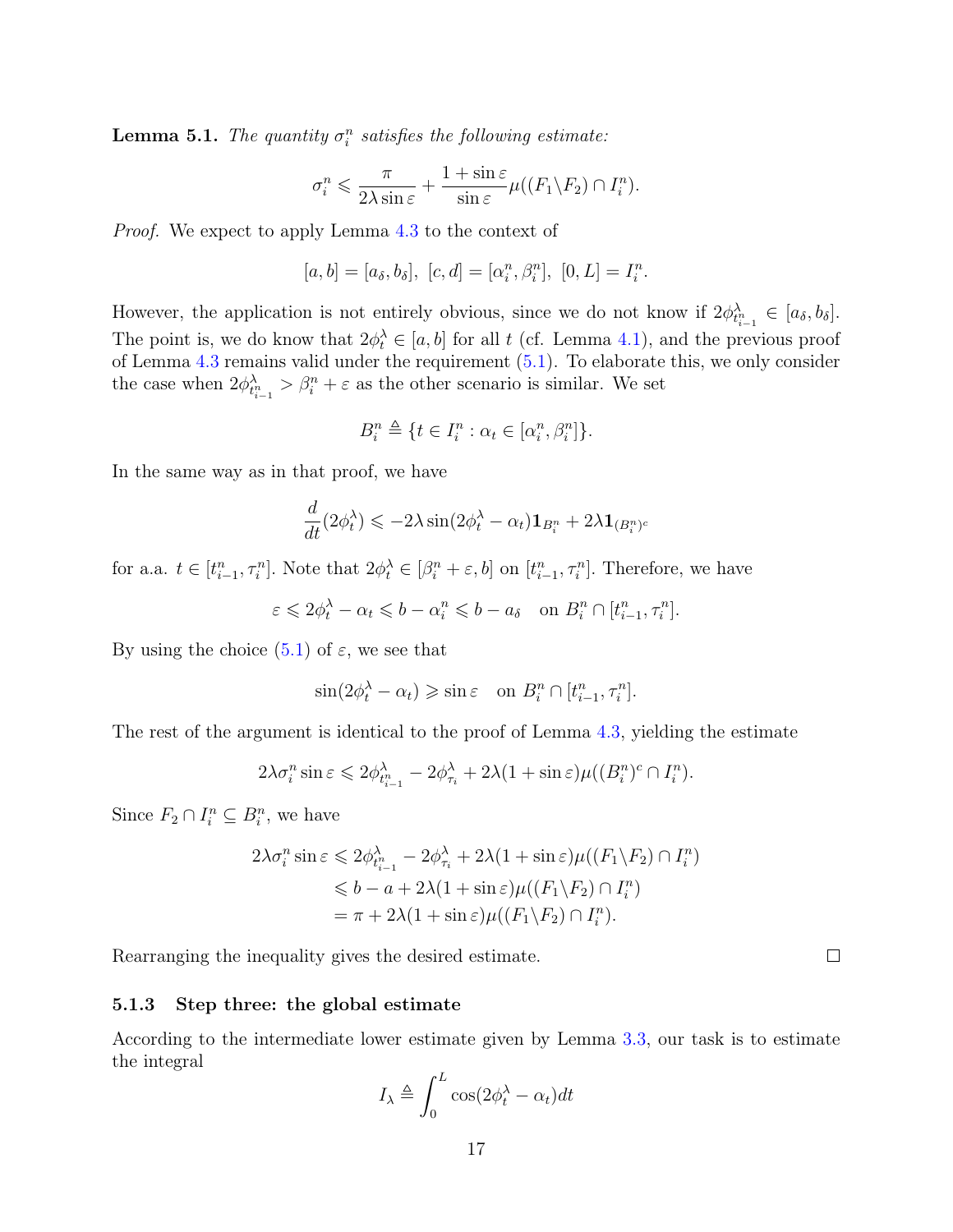**Lemma 5.1.** *The quantity $\sigma_i^n$ satisfies the following estimate:*

$$\sigma_i^n \leqslant \frac{\pi}{2\lambda \sin\varepsilon} + \frac{1+\sin\varepsilon}{\sin\varepsilon}\mu((F_1\backslash F_2)\cap I_i^n).$$

*Proof.* We expect to apply Lemma 4.3 to the context of

$$[a,b] = [a_\delta, b_\delta],\ [c,d] = [\alpha_i^n, \beta_i^n],\ [0,L] = I_i^n.$$

However, the application is not entirely obvious, since we do not know if $2\phi^\lambda_{t^n_{i-1}} \in [a_\delta, b_\delta]$. The point is, we do know that $2\phi_t^\lambda \in [a,b]$ for all $t$ (cf. Lemma 4.1), and the previous proof of Lemma 4.3 remains valid under the requirement (5.1). To elaborate this, we only consider the case when $2\phi^\lambda_{t^n_{i-1}} > \beta_i^n + \varepsilon$ as the other scenario is similar. We set

$$B_i^n \triangleq \{t\in I_i^n : \alpha_t \in [\alpha_i^n, \beta_i^n]\}.$$

In the same way as in that proof, we have

$$\frac{d}{dt}(2\phi_t^\lambda) \leqslant -2\lambda\sin(2\phi_t^\lambda - \alpha_t)\mathbf{1}_{B_i^n} + 2\lambda\mathbf{1}_{(B_i^n)^c}$$

for a.a. $t\in[t^n_{i-1}, \tau_i^n]$. Note that $2\phi_t^\lambda \in [\beta_i^n+\varepsilon, b]$ on $[t^n_{i-1}, \tau_i^n]$. Therefore, we have

$$\varepsilon \leqslant 2\phi_t^\lambda - \alpha_t \leqslant b - \alpha_i^n \leqslant b - a_\delta \quad \text{on } B_i^n \cap [t^n_{i-1}, \tau_i^n].$$

By using the choice (5.1) of $\varepsilon$, we see that

$$\sin(2\phi_t^\lambda - \alpha_t) \geqslant \sin\varepsilon \quad \text{on } B_i^n\cap[t^n_{i-1},\tau_i^n].$$

The rest of the argument is identical to the proof of Lemma 4.3, yielding the estimate

$$2\lambda\sigma_i^n\sin\varepsilon \leqslant 2\phi^\lambda_{t^n_{i-1}} - 2\phi^\lambda_{\tau_i} + 2\lambda(1+\sin\varepsilon)\mu((B_i^n)^c\cap I_i^n).$$

Since $F_2\cap I_i^n \subseteq B_i^n$, we have

$$\begin{aligned}
2\lambda\sigma_i^n\sin\varepsilon &\leqslant 2\phi^\lambda_{t^n_{i-1}} - 2\phi^\lambda_{\tau_i} + 2\lambda(1+\sin\varepsilon)\mu((F_1\backslash F_2)\cap I_i^n) \\
&\leqslant b - a + 2\lambda(1+\sin\varepsilon)\mu((F_1\backslash F_2)\cap I_i^n) \\
&= \pi + 2\lambda(1+\sin\varepsilon)\mu((F_1\backslash F_2)\cap I_i^n).
\end{aligned}$$

Rearranging the inequality gives the desired estimate. □

### 5.1.3 Step three: the global estimate

According to the intermediate lower estimate given by Lemma 3.3, our task is to estimate the integral

$$I_\lambda \triangleq \int_0^L \cos(2\phi_t^\lambda - \alpha_t)dt$$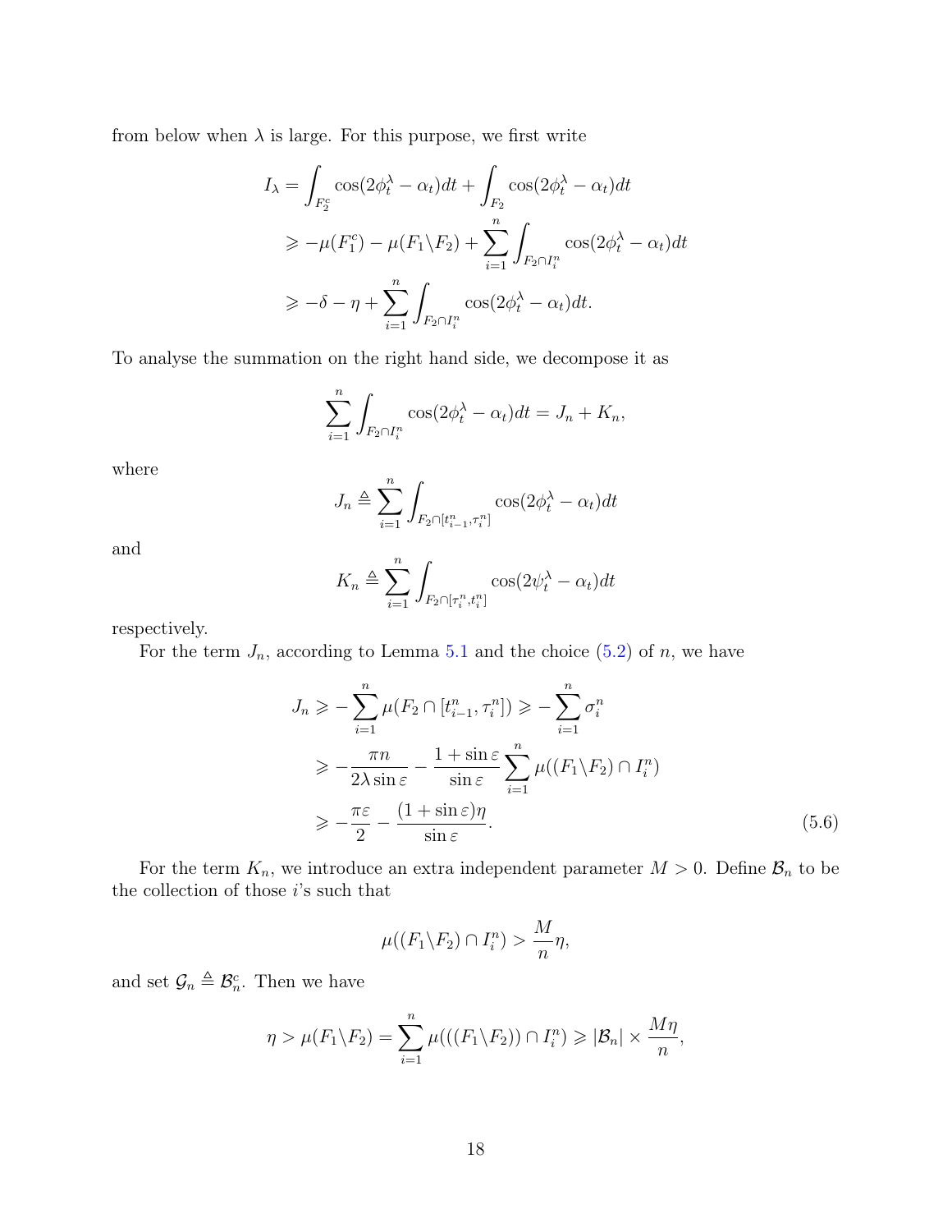from below when $\lambda$ is large. For this purpose, we first write

$$
\begin{aligned}
I_\lambda &= \int_{F_2^c} \cos(2\phi_t^\lambda - \alpha_t)dt + \int_{F_2} \cos(2\phi_t^\lambda - \alpha_t)dt \\
&\geqslant -\mu(F_1^c) - \mu(F_1 \backslash F_2) + \sum_{i=1}^n \int_{F_2 \cap I_i^n} \cos(2\phi_t^\lambda - \alpha_t)dt \\
&\geqslant -\delta - \eta + \sum_{i=1}^n \int_{F_2 \cap I_i^n} \cos(2\phi_t^\lambda - \alpha_t)dt.
\end{aligned}
$$

To analyse the summation on the right hand side, we decompose it as

$$
\sum_{i=1}^n \int_{F_2 \cap I_i^n} \cos(2\phi_t^\lambda - \alpha_t)dt = J_n + K_n,
$$

where

$$
J_n \triangleq \sum_{i=1}^n \int_{F_2 \cap [t_{i-1}^n, \tau_i^n]} \cos(2\phi_t^\lambda - \alpha_t)dt
$$

and

$$
K_n \triangleq \sum_{i=1}^n \int_{F_2 \cap [\tau_i^n, t_i^n]} \cos(2\psi_t^\lambda - \alpha_t)dt
$$

respectively.

For the term $J_n$, according to Lemma 5.1 and the choice (5.2) of $n$, we have

$$
\begin{aligned}
J_n &\geqslant -\sum_{i=1}^n \mu(F_2 \cap [t_{i-1}^n, \tau_i^n]) \geqslant -\sum_{i=1}^n \sigma_i^n \\
&\geqslant -\frac{\pi n}{2\lambda \sin\varepsilon} - \frac{1+\sin\varepsilon}{\sin\varepsilon} \sum_{i=1}^n \mu((F_1 \backslash F_2) \cap I_i^n) \\
&\geqslant -\frac{\pi\varepsilon}{2} - \frac{(1+\sin\varepsilon)\eta}{\sin\varepsilon}.
\end{aligned} \tag{5.6}
$$

For the term $K_n$, we introduce an extra independent parameter $M > 0$. Define $\mathcal{B}_n$ to be the collection of those $i$'s such that

$$
\mu((F_1 \backslash F_2) \cap I_i^n) > \frac{M}{n}\eta,
$$

and set $\mathcal{G}_n \triangleq \mathcal{B}_n^c$. Then we have

$$
\eta > \mu(F_1 \backslash F_2) = \sum_{i=1}^n \mu(((F_1 \backslash F_2)) \cap I_i^n) \geqslant |\mathcal{B}_n| \times \frac{M\eta}{n},
$$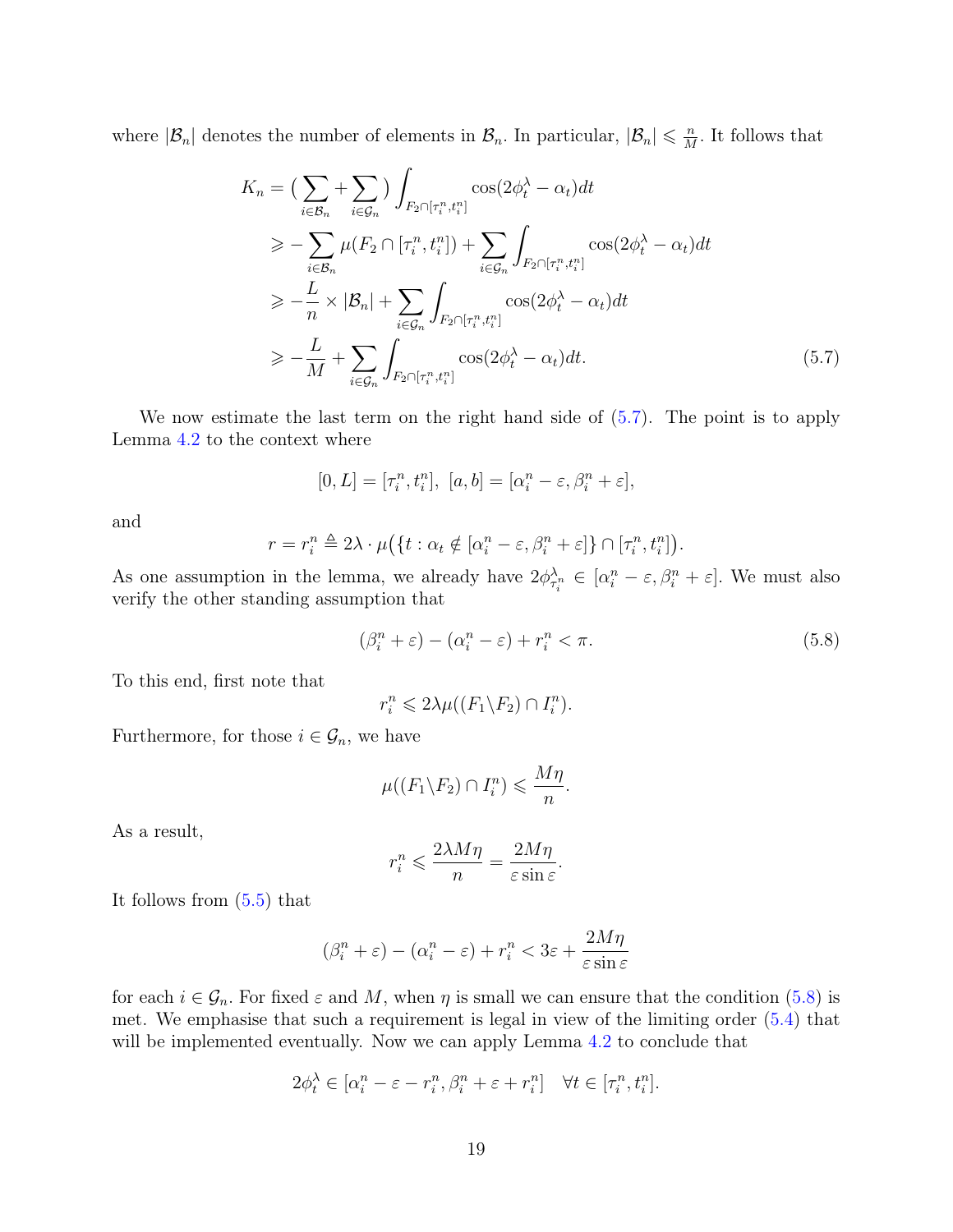where $|\mathcal{B}_n|$ denotes the number of elements in $\mathcal{B}_n$. In particular, $|\mathcal{B}_n| \leqslant \frac{n}{M}$. It follows that

$$
\begin{aligned}
K_n &= \Big( \sum_{i \in \mathcal{B}_n} + \sum_{i \in \mathcal{G}_n} \Big) \int_{F_2 \cap [\tau_i^n, t_i^n]} \cos(2\phi_t^\lambda - \alpha_t) dt \\
&\geqslant - \sum_{i \in \mathcal{B}_n} \mu(F_2 \cap [\tau_i^n, t_i^n]) + \sum_{i \in \mathcal{G}_n} \int_{F_2 \cap [\tau_i^n, t_i^n]} \cos(2\phi_t^\lambda - \alpha_t) dt \\
&\geqslant -\frac{L}{n} \times |\mathcal{B}_n| + \sum_{i \in \mathcal{G}_n} \int_{F_2 \cap [\tau_i^n, t_i^n]} \cos(2\phi_t^\lambda - \alpha_t) dt \\
&\geqslant -\frac{L}{M} + \sum_{i \in \mathcal{G}_n} \int_{F_2 \cap [\tau_i^n, t_i^n]} \cos(2\phi_t^\lambda - \alpha_t) dt. 
\end{aligned} \tag{5.7}
$$

We now estimate the last term on the right hand side of (5.7). The point is to apply Lemma 4.2 to the context where

$$
[0, L] = [\tau_i^n, t_i^n], \ [a, b] = [\alpha_i^n - \varepsilon, \beta_i^n + \varepsilon],
$$

and

$$
r = r_i^n \triangleq 2\lambda \cdot \mu\big(\{t : \alpha_t \notin [\alpha_i^n - \varepsilon, \beta_i^n + \varepsilon]\} \cap [\tau_i^n, t_i^n]\big).
$$

As one assumption in the lemma, we already have $2\phi_{\tau_i^n}^\lambda \in [\alpha_i^n - \varepsilon, \beta_i^n + \varepsilon]$. We must also verify the other standing assumption that

$$
(\beta_i^n + \varepsilon) - (\alpha_i^n - \varepsilon) + r_i^n < \pi. \tag{5.8}
$$

To this end, first note that

$$
r_i^n \leqslant 2\lambda \mu((F_1 \backslash F_2) \cap I_i^n).
$$

Furthermore, for those $i \in \mathcal{G}_n$, we have

$$
\mu((F_1 \backslash F_2) \cap I_i^n) \leqslant \frac{M\eta}{n}.
$$

As a result,

$$
r_i^n \leqslant \frac{2\lambda M \eta}{n} = \frac{2M\eta}{\varepsilon \sin \varepsilon}.
$$

It follows from (5.5) that

$$
(\beta_i^n + \varepsilon) - (\alpha_i^n - \varepsilon) + r_i^n < 3\varepsilon + \frac{2M\eta}{\varepsilon \sin \varepsilon}
$$

for each $i \in \mathcal{G}_n$. For fixed $\varepsilon$ and $M$, when $\eta$ is small we can ensure that the condition (5.8) is met. We emphasise that such a requirement is legal in view of the limiting order (5.4) that will be implemented eventually. Now we can apply Lemma 4.2 to conclude that

$$
2\phi_t^\lambda \in [\alpha_i^n - \varepsilon - r_i^n, \beta_i^n + \varepsilon + r_i^n] \quad \forall t \in [\tau_i^n, t_i^n].
$$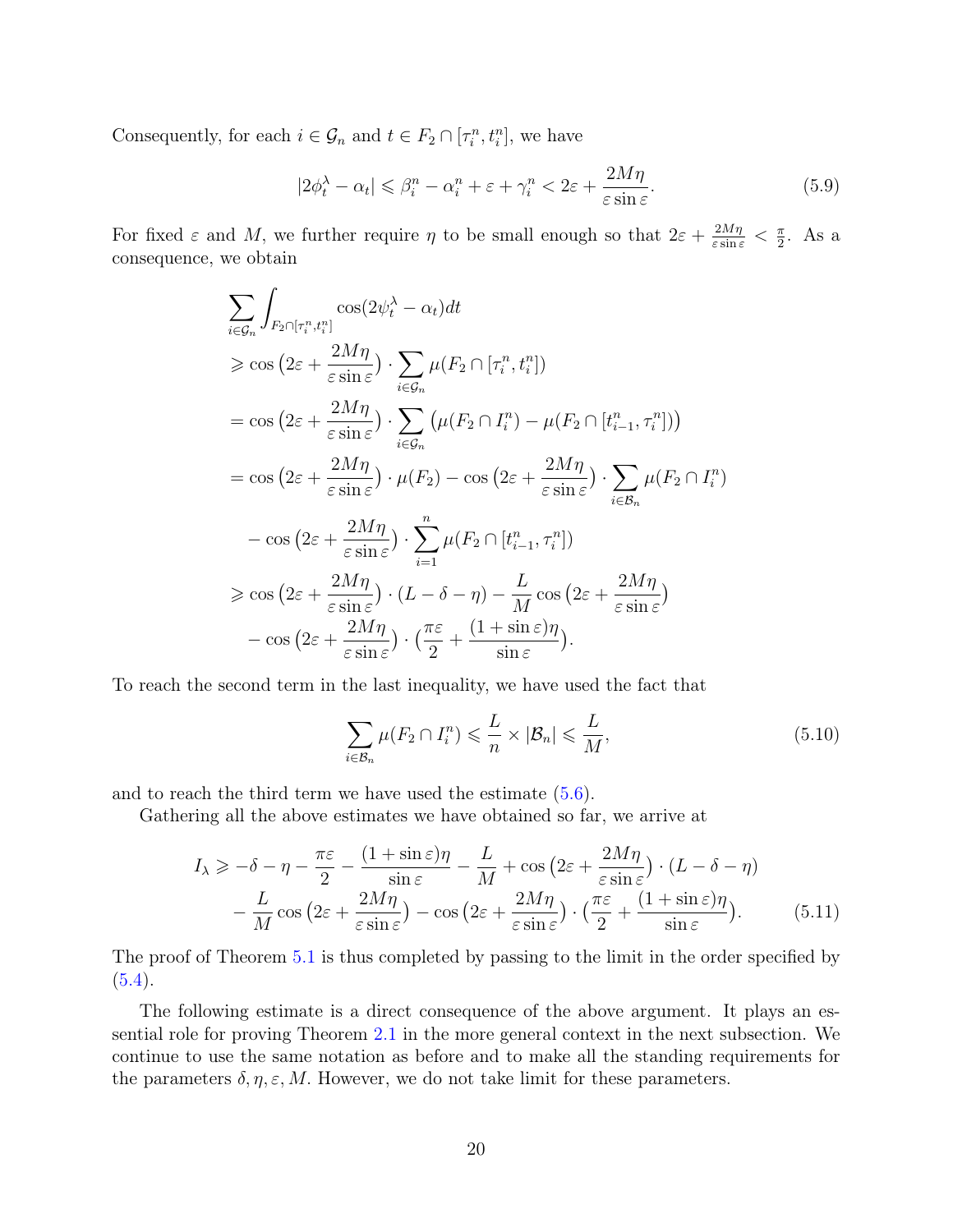Consequently, for each $i \in \mathcal{G}_n$ and $t \in F_2 \cap [\tau_i^n, t_i^n]$, we have

$$|2\phi_t^\lambda - \alpha_t| \leqslant \beta_i^n - \alpha_i^n + \varepsilon + \gamma_i^n < 2\varepsilon + \frac{2M\eta}{\varepsilon \sin \varepsilon}. \tag{5.9}$$

For fixed $\varepsilon$ and $M$, we further require $\eta$ to be small enough so that $2\varepsilon + \frac{2M\eta}{\varepsilon \sin \varepsilon} < \frac{\pi}{2}$. As a consequence, we obtain

$$\begin{aligned}
&\sum_{i \in \mathcal{G}_n} \int_{F_2 \cap [\tau_i^n, t_i^n]} \cos(2\psi_t^\lambda - \alpha_t) dt \\
&\geqslant \cos\big(2\varepsilon + \frac{2M\eta}{\varepsilon \sin \varepsilon}\big) \cdot \sum_{i \in \mathcal{G}_n} \mu(F_2 \cap [\tau_i^n, t_i^n]) \\
&= \cos\big(2\varepsilon + \frac{2M\eta}{\varepsilon \sin \varepsilon}\big) \cdot \sum_{i \in \mathcal{G}_n} \big(\mu(F_2 \cap I_i^n) - \mu(F_2 \cap [t_{i-1}^n, \tau_i^n])\big) \\
&= \cos\big(2\varepsilon + \frac{2M\eta}{\varepsilon \sin \varepsilon}\big) \cdot \mu(F_2) - \cos\big(2\varepsilon + \frac{2M\eta}{\varepsilon \sin \varepsilon}\big) \cdot \sum_{i \in \mathcal{B}_n} \mu(F_2 \cap I_i^n) \\
&\quad - \cos\big(2\varepsilon + \frac{2M\eta}{\varepsilon \sin \varepsilon}\big) \cdot \sum_{i=1}^n \mu(F_2 \cap [t_{i-1}^n, \tau_i^n]) \\
&\geqslant \cos\big(2\varepsilon + \frac{2M\eta}{\varepsilon \sin \varepsilon}\big) \cdot (L - \delta - \eta) - \frac{L}{M} \cos\big(2\varepsilon + \frac{2M\eta}{\varepsilon \sin \varepsilon}\big) \\
&\quad - \cos\big(2\varepsilon + \frac{2M\eta}{\varepsilon \sin \varepsilon}\big) \cdot \big(\frac{\pi\varepsilon}{2} + \frac{(1+\sin\varepsilon)\eta}{\sin \varepsilon}\big).
\end{aligned}$$

To reach the second term in the last inequality, we have used the fact that

$$\sum_{i \in \mathcal{B}_n} \mu(F_2 \cap I_i^n) \leqslant \frac{L}{n} \times |\mathcal{B}_n| \leqslant \frac{L}{M}, \tag{5.10}$$

and to reach the third term we have used the estimate (5.6).

Gathering all the above estimates we have obtained so far, we arrive at

$$\begin{aligned}
I_\lambda \geqslant &-\delta - \eta - \frac{\pi\varepsilon}{2} - \frac{(1+\sin\varepsilon)\eta}{\sin\varepsilon} - \frac{L}{M} + \cos\big(2\varepsilon + \frac{2M\eta}{\varepsilon \sin \varepsilon}\big) \cdot (L - \delta - \eta) \\
&- \frac{L}{M} \cos\big(2\varepsilon + \frac{2M\eta}{\varepsilon \sin \varepsilon}\big) - \cos\big(2\varepsilon + \frac{2M\eta}{\varepsilon \sin \varepsilon}\big) \cdot \big(\frac{\pi\varepsilon}{2} + \frac{(1+\sin\varepsilon)\eta}{\sin \varepsilon}\big).
\end{aligned} \tag{5.11}$$

The proof of Theorem 5.1 is thus completed by passing to the limit in the order specified by (5.4).

The following estimate is a direct consequence of the above argument. It plays an essential role for proving Theorem 2.1 in the more general context in the next subsection. We continue to use the same notation as before and to make all the standing requirements for the parameters $\delta, \eta, \varepsilon, M$. However, we do not take limit for these parameters.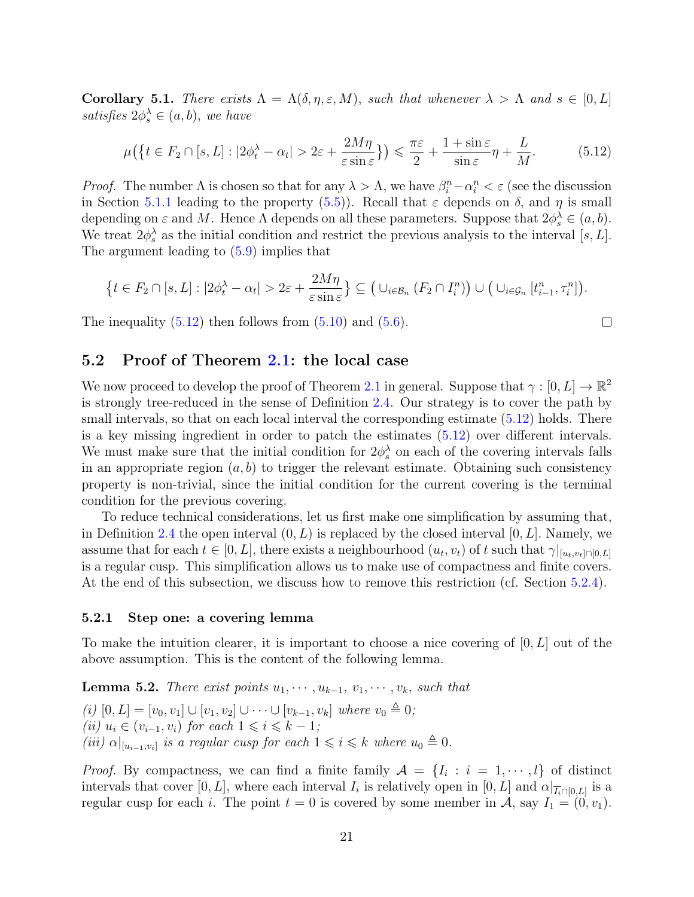**Corollary 5.1.** *There exists $\Lambda = \Lambda(\delta, \eta, \varepsilon, M)$, such that whenever $\lambda > \Lambda$ and $s \in [0, L]$ satisfies $2\phi_s^\lambda \in (a, b)$, we have*

$$\mu\big(\{t \in F_2 \cap [s, L] : |2\phi_t^\lambda - \alpha_t| > 2\varepsilon + \frac{2M\eta}{\varepsilon \sin \varepsilon}\}\big) \leqslant \frac{\pi\varepsilon}{2} + \frac{1 + \sin \varepsilon}{\sin \varepsilon}\eta + \frac{L}{M}. \tag{5.12}$$

*Proof.* The number $\Lambda$ is chosen so that for any $\lambda > \Lambda$, we have $\beta_i^n - \alpha_i^n < \varepsilon$ (see the discussion in Section 5.1.1 leading to the property (5.5)). Recall that $\varepsilon$ depends on $\delta$, and $\eta$ is small depending on $\varepsilon$ and $M$. Hence $\Lambda$ depends on all these parameters. Suppose that $2\phi_s^\lambda \in (a, b)$. We treat $2\phi_s^\lambda$ as the initial condition and restrict the previous analysis to the interval $[s, L]$. The argument leading to (5.9) implies that

$$\{t \in F_2 \cap [s, L] : |2\phi_t^\lambda - \alpha_t| > 2\varepsilon + \frac{2M\eta}{\varepsilon \sin \varepsilon}\} \subseteq \big(\cup_{i \in \mathcal{B}_n} (F_2 \cap I_i^n)\big) \cup \big(\cup_{i \in \mathcal{G}_n} [t_{i-1}^n, \tau_i^n]\big).$$

The inequality (5.12) then follows from (5.10) and (5.6). □

## 5.2 Proof of Theorem 2.1: the local case

We now proceed to develop the proof of Theorem 2.1 in general. Suppose that $\gamma : [0, L] \to \mathbb{R}^2$ is strongly tree-reduced in the sense of Definition 2.4. Our strategy is to cover the path by small intervals, so that on each local interval the corresponding estimate (5.12) holds. There is a key missing ingredient in order to patch the estimates (5.12) over different intervals. We must make sure that the initial condition for $2\phi_s^\lambda$ on each of the covering intervals falls in an appropriate region $(a, b)$ to trigger the relevant estimate. Obtaining such consistency property is non-trivial, since the initial condition for the current covering is the terminal condition for the previous covering.

To reduce technical considerations, let us first make one simplification by assuming that, in Definition 2.4 the open interval $(0, L)$ is replaced by the closed interval $[0, L]$. Namely, we assume that for each $t \in [0, L]$, there exists a neighbourhood $(u_t, v_t)$ of $t$ such that $\gamma|_{[u_t, v_t] \cap [0, L]}$ is a regular cusp. This simplification allows us to make use of compactness and finite covers. At the end of this subsection, we discuss how to remove this restriction (cf. Section 5.2.4).

### 5.2.1 Step one: a covering lemma

To make the intuition clearer, it is important to choose a nice covering of $[0, L]$ out of the above assumption. This is the content of the following lemma.

**Lemma 5.2.** *There exist points $u_1, \cdots, u_{k-1}, v_1, \cdots, v_k$, such that*

*(i) $[0, L] = [v_0, v_1] \cup [v_1, v_2] \cup \cdots \cup [v_{k-1}, v_k]$ where $v_0 \triangleq 0$;*
*(ii) $u_i \in (v_{i-1}, v_i)$ for each $1 \leqslant i \leqslant k - 1$;*
*(iii) $\alpha|_{[u_{i-1}, v_i]}$ is a regular cusp for each $1 \leqslant i \leqslant k$ where $u_0 \triangleq 0$.*

*Proof.* By compactness, we can find a finite family $\mathcal{A} = \{I_i : i = 1, \cdots, l\}$ of distinct intervals that cover $[0, L]$, where each interval $I_i$ is relatively open in $[0, L]$ and $\alpha|_{\overline{I_i} \cap [0, L]}$ is a regular cusp for each $i$. The point $t = 0$ is covered by some member in $\mathcal{A}$, say $I_1 = (0, v_1)$.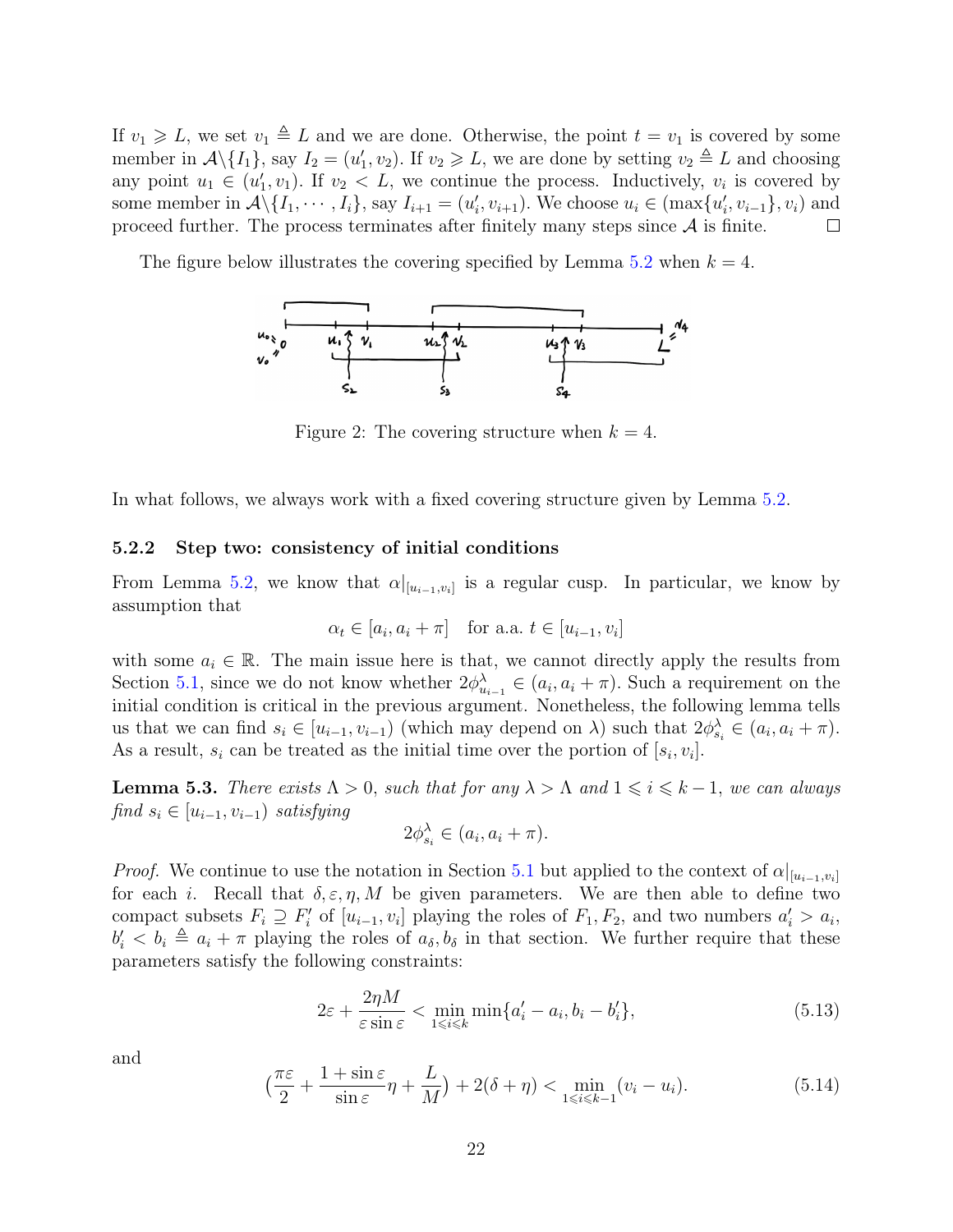If $v_1 \geqslant L$, we set $v_1 \triangleq L$ and we are done. Otherwise, the point $t = v_1$ is covered by some member in $\mathcal{A}\backslash\{I_1\}$, say $I_2 = (u_1', v_2)$. If $v_2 \geqslant L$, we are done by setting $v_2 \triangleq L$ and choosing any point $u_1 \in (u_1', v_1)$. If $v_2 < L$, we continue the process. Inductively, $v_i$ is covered by some member in $\mathcal{A}\backslash\{I_1, \cdots, I_i\}$, say $I_{i+1} = (u_i', v_{i+1})$. We choose $u_i \in (\max\{u_i', v_{i-1}\}, v_i)$ and proceed further. The process terminates after finitely many steps since $\mathcal{A}$ is finite. □

The figure below illustrates the covering specified by Lemma 5.2 when $k = 4$.

Figure 2: The covering structure when $k = 4$.

In what follows, we always work with a fixed covering structure given by Lemma 5.2.

### 5.2.2 Step two: consistency of initial conditions

From Lemma 5.2, we know that $\alpha|_{[u_{i-1}, v_i]}$ is a regular cusp. In particular, we know by assumption that

$$\alpha_t \in [a_i, a_i + \pi] \quad \text{for a.a. } t \in [u_{i-1}, v_i]$$

with some $a_i \in \mathbb{R}$. The main issue here is that, we cannot directly apply the results from Section 5.1, since we do not know whether $2\phi^\lambda_{u_{i-1}} \in (a_i, a_i + \pi)$. Such a requirement on the initial condition is critical in the previous argument. Nonetheless, the following lemma tells us that we can find $s_i \in [u_{i-1}, v_{i-1})$ (which may depend on $\lambda$) such that $2\phi^\lambda_{s_i} \in (a_i, a_i + \pi)$. As a result, $s_i$ can be treated as the initial time over the portion of $[s_i, v_i]$.

**Lemma 5.3.** *There exists $\Lambda > 0$, such that for any $\lambda > \Lambda$ and $1 \leqslant i \leqslant k-1$, we can always find $s_i \in [u_{i-1}, v_{i-1})$ satisfying*

$$2\phi^\lambda_{s_i} \in (a_i, a_i + \pi).$$

*Proof.* We continue to use the notation in Section 5.1 but applied to the context of $\alpha|_{[u_{i-1}, v_i]}$ for each $i$. Recall that $\delta, \varepsilon, \eta, M$ be given parameters. We are then able to define two compact subsets $F_i \supseteq F_i'$ of $[u_{i-1}, v_i]$ playing the roles of $F_1, F_2$, and two numbers $a_i' > a_i$, $b_i' < b_i \triangleq a_i + \pi$ playing the roles of $a_\delta, b_\delta$ in that section. We further require that these parameters satisfy the following constraints:

$$2\varepsilon + \frac{2\eta M}{\varepsilon \sin \varepsilon} < \min_{1 \leqslant i \leqslant k} \min\{a_i' - a_i, b_i - b_i'\}, \tag{5.13}$$

and

$$\Big(\frac{\pi\varepsilon}{2} + \frac{1 + \sin\varepsilon}{\sin\varepsilon}\eta + \frac{L}{M}\Big) + 2(\delta + \eta) < \min_{1 \leqslant i \leqslant k-1} (v_i - u_i). \tag{5.14}$$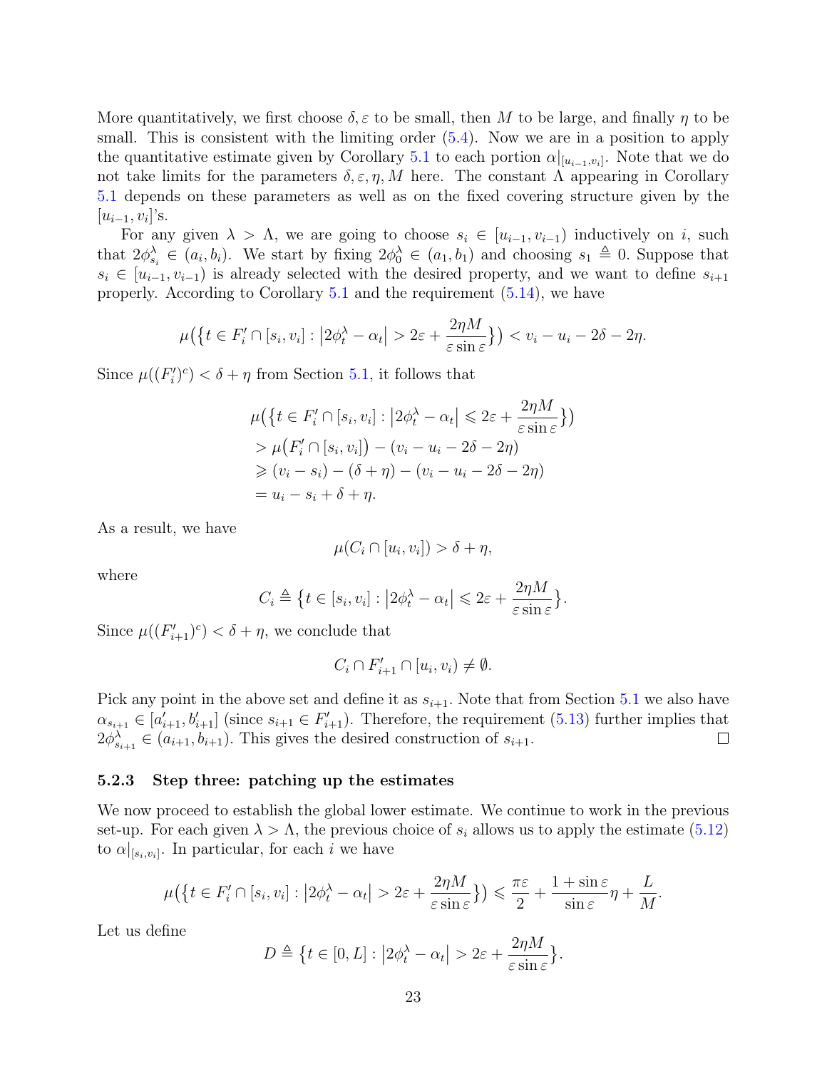More quantitatively, we first choose $\delta, \varepsilon$ to be small, then $M$ to be large, and finally $\eta$ to be small. This is consistent with the limiting order (5.4). Now we are in a position to apply the quantitative estimate given by Corollary 5.1 to each portion $\alpha|_{[u_{i-1},v_i]}$. Note that we do not take limits for the parameters $\delta, \varepsilon, \eta, M$ here. The constant $\Lambda$ appearing in Corollary 5.1 depends on these parameters as well as on the fixed covering structure given by the $[u_{i-1}, v_i]$'s.

For any given $\lambda > \Lambda$, we are going to choose $s_i \in [u_{i-1}, v_{i-1})$ inductively on $i$, such that $2\phi^\lambda_{s_i} \in (a_i, b_i)$. We start by fixing $2\phi^\lambda_0 \in (a_1, b_1)$ and choosing $s_1 \triangleq 0$. Suppose that $s_i \in [u_{i-1}, v_{i-1})$ is already selected with the desired property, and we want to define $s_{i+1}$ properly. According to Corollary 5.1 and the requirement (5.14), we have

$$\mu\big(\big\{t \in F'_i \cap [s_i, v_i] : \big|2\phi^\lambda_t - \alpha_t\big| > 2\varepsilon + \frac{2\eta M}{\varepsilon \sin \varepsilon}\big\}\big) < v_i - u_i - 2\delta - 2\eta.$$

Since $\mu((F'_i)^c) < \delta + \eta$ from Section 5.1, it follows that

$$\begin{aligned}
&\mu\big(\big\{t \in F'_i \cap [s_i, v_i] : \big|2\phi^\lambda_t - \alpha_t\big| \leqslant 2\varepsilon + \frac{2\eta M}{\varepsilon \sin \varepsilon}\big\}\big) \\
&> \mu\big(F'_i \cap [s_i, v_i]\big) - (v_i - u_i - 2\delta - 2\eta) \\
&\geqslant (v_i - s_i) - (\delta + \eta) - (v_i - u_i - 2\delta - 2\eta) \\
&= u_i - s_i + \delta + \eta.
\end{aligned}$$

As a result, we have

$$\mu(C_i \cap [u_i, v_i]) > \delta + \eta,$$

where

$$C_i \triangleq \big\{t \in [s_i, v_i] : \big|2\phi^\lambda_t - \alpha_t\big| \leqslant 2\varepsilon + \frac{2\eta M}{\varepsilon \sin \varepsilon}\big\}.$$

Since $\mu((F'_{i+1})^c) < \delta + \eta$, we conclude that

$$C_i \cap F'_{i+1} \cap [u_i, v_i) \neq \emptyset.$$

Pick any point in the above set and define it as $s_{i+1}$. Note that from Section 5.1 we also have $\alpha_{s_{i+1}} \in [a'_{i+1}, b'_{i+1}]$ (since $s_{i+1} \in F'_{i+1}$). Therefore, the requirement (5.13) further implies that $2\phi^\lambda_{s_{i+1}} \in (a_{i+1}, b_{i+1})$. This gives the desired construction of $s_{i+1}$. □

### 5.2.3 Step three: patching up the estimates

We now proceed to establish the global lower estimate. We continue to work in the previous set-up. For each given $\lambda > \Lambda$, the previous choice of $s_i$ allows us to apply the estimate (5.12) to $\alpha|_{[s_i,v_i]}$. In particular, for each $i$ we have

$$\mu\big(\big\{t \in F'_i \cap [s_i, v_i] : \big|2\phi^\lambda_t - \alpha_t\big| > 2\varepsilon + \frac{2\eta M}{\varepsilon \sin \varepsilon}\big\}\big) \leqslant \frac{\pi\varepsilon}{2} + \frac{1 + \sin \varepsilon}{\sin \varepsilon}\eta + \frac{L}{M}.$$

Let us define

$$D \triangleq \big\{t \in [0, L] : \big|2\phi^\lambda_t - \alpha_t\big| > 2\varepsilon + \frac{2\eta M}{\varepsilon \sin \varepsilon}\big\}.$$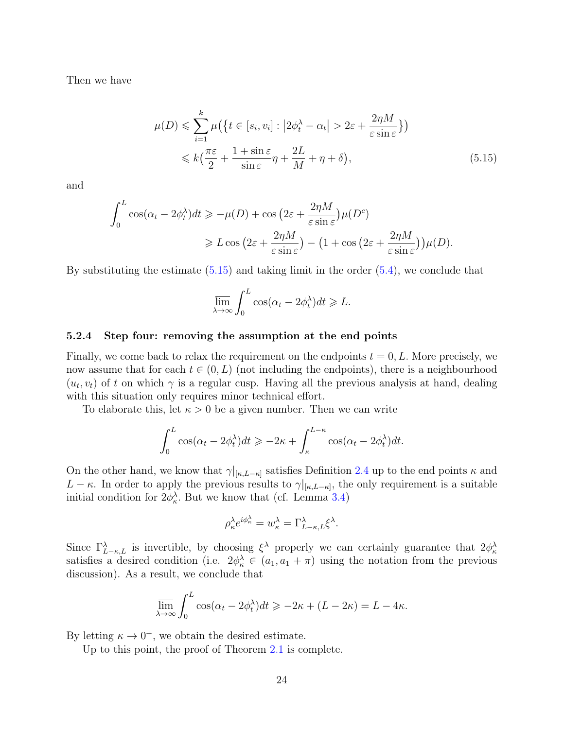Then we have

$$
\begin{aligned}
\mu(D) &\leqslant \sum_{i=1}^{k} \mu\big(\{t \in [s_i, v_i] : \big|2\phi_t^\lambda - \alpha_t\big| > 2\varepsilon + \frac{2\eta M}{\varepsilon \sin \varepsilon}\}\big) \\
&\leqslant k\big(\frac{\pi\varepsilon}{2} + \frac{1+\sin\varepsilon}{\sin\varepsilon}\eta + \frac{2L}{M} + \eta + \delta\big),
\end{aligned} \tag{5.15}
$$

and

$$
\begin{aligned}
\int_0^L \cos(\alpha_t - 2\phi_t^\lambda)dt &\geqslant -\mu(D) + \cos\big(2\varepsilon + \frac{2\eta M}{\varepsilon \sin\varepsilon}\big)\mu(D^c) \\
&\geqslant L\cos\big(2\varepsilon + \frac{2\eta M}{\varepsilon\sin\varepsilon}\big) - \big(1 + \cos\big(2\varepsilon + \frac{2\eta M}{\varepsilon\sin\varepsilon}\big)\big)\mu(D).
\end{aligned}
$$

By substituting the estimate (5.15) and taking limit in the order (5.4), we conclude that

$$
\varlimsup_{\lambda\to\infty} \int_0^L \cos(\alpha_t - 2\phi_t^\lambda)dt \geqslant L.
$$

#### 5.2.4 Step four: removing the assumption at the end points

Finally, we come back to relax the requirement on the endpoints $t = 0, L$. More precisely, we now assume that for each $t \in (0, L)$ (not including the endpoints), there is a neighbourhood $(u_t, v_t)$ of $t$ on which $\gamma$ is a regular cusp. Having all the previous analysis at hand, dealing with this situation only requires minor technical effort.

To elaborate this, let $\kappa > 0$ be a given number. Then we can write

$$
\int_0^L \cos(\alpha_t - 2\phi_t^\lambda)dt \geqslant -2\kappa + \int_\kappa^{L-\kappa} \cos(\alpha_t - 2\phi_t^\lambda)dt.
$$

On the other hand, we know that $\gamma|_{[\kappa, L-\kappa]}$ satisfies Definition 2.4 up to the end points $\kappa$ and $L - \kappa$. In order to apply the previous results to $\gamma|_{[\kappa, L-\kappa]}$, the only requirement is a suitable initial condition for $2\phi_\kappa^\lambda$. But we know that (cf. Lemma 3.4)

$$
\rho_\kappa^\lambda e^{i\phi_\kappa^\lambda} = w_\kappa^\lambda = \Gamma_{L-\kappa,L}^\lambda \xi^\lambda.
$$

Since $\Gamma_{L-\kappa,L}^\lambda$ is invertible, by choosing $\xi^\lambda$ properly we can certainly guarantee that $2\phi_\kappa^\lambda$ satisfies a desired condition (i.e. $2\phi_\kappa^\lambda \in (a_1, a_1 + \pi)$ using the notation from the previous discussion). As a result, we conclude that

$$
\varlimsup_{\lambda\to\infty} \int_0^L \cos(\alpha_t - 2\phi_t^\lambda)dt \geqslant -2\kappa + (L - 2\kappa) = L - 4\kappa.
$$

By letting $\kappa \to 0^+$, we obtain the desired estimate.

Up to this point, the proof of Theorem 2.1 is complete.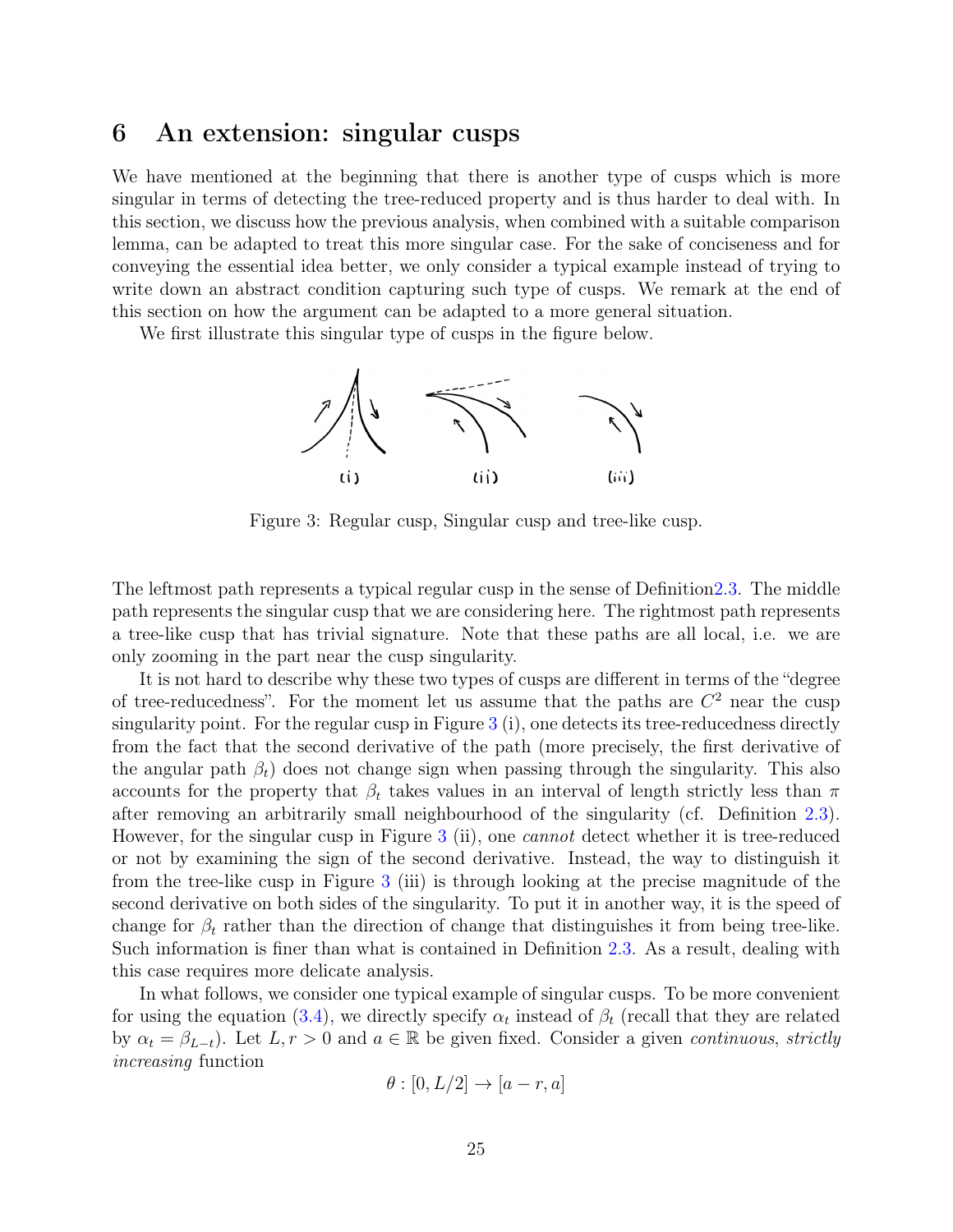## 6 An extension: singular cusps

We have mentioned at the beginning that there is another type of cusps which is more singular in terms of detecting the tree-reduced property and is thus harder to deal with. In this section, we discuss how the previous analysis, when combined with a suitable comparison lemma, can be adapted to treat this more singular case. For the sake of conciseness and for conveying the essential idea better, we only consider a typical example instead of trying to write down an abstract condition capturing such type of cusps. We remark at the end of this section on how the argument can be adapted to a more general situation.

We first illustrate this singular type of cusps in the figure below.

Figure 3: Regular cusp, Singular cusp and tree-like cusp.

The leftmost path represents a typical regular cusp in the sense of Definition2.3. The middle path represents the singular cusp that we are considering here. The rightmost path represents a tree-like cusp that has trivial signature. Note that these paths are all local, i.e. we are only zooming in the part near the cusp singularity.

It is not hard to describe why these two types of cusps are different in terms of the "degree of tree-reducedness". For the moment let us assume that the paths are $C^2$ near the cusp singularity point. For the regular cusp in Figure 3 (i), one detects its tree-reducedness directly from the fact that the second derivative of the path (more precisely, the first derivative of the angular path $\beta_t$) does not change sign when passing through the singularity. This also accounts for the property that $\beta_t$ takes values in an interval of length strictly less than $\pi$ after removing an arbitrarily small neighbourhood of the singularity (cf. Definition 2.3). However, for the singular cusp in Figure 3 (ii), one *cannot* detect whether it is tree-reduced or not by examining the sign of the second derivative. Instead, the way to distinguish it from the tree-like cusp in Figure 3 (iii) is through looking at the precise magnitude of the second derivative on both sides of the singularity. To put it in another way, it is the speed of change for $\beta_t$ rather than the direction of change that distinguishes it from being tree-like. Such information is finer than what is contained in Definition 2.3. As a result, dealing with this case requires more delicate analysis.

In what follows, we consider one typical example of singular cusps. To be more convenient for using the equation (3.4), we directly specify $\alpha_t$ instead of $\beta_t$ (recall that they are related by $\alpha_t = \beta_{L-t}$). Let $L, r > 0$ and $a \in \mathbb{R}$ be given fixed. Consider a given *continuous*, *strictly increasing* function

$$\theta : [0, L/2] \to [a - r, a]$$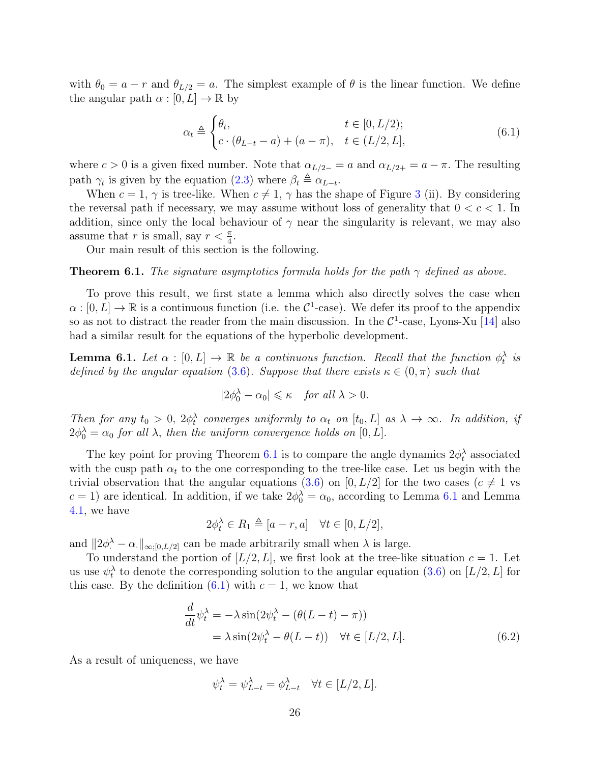with $\theta_0 = a - r$ and $\theta_{L/2} = a$. The simplest example of $\theta$ is the linear function. We define the angular path $\alpha : [0, L] \to \mathbb{R}$ by

$$\alpha_t \triangleq \begin{cases} \theta_t, & t \in [0, L/2); \\ c \cdot (\theta_{L-t} - a) + (a - \pi), & t \in (L/2, L], \end{cases} \tag{6.1}$$

where $c > 0$ is a given fixed number. Note that $\alpha_{L/2-} = a$ and $\alpha_{L/2+} = a - \pi$. The resulting path $\gamma_t$ is given by the equation (2.3) where $\beta_t \triangleq \alpha_{L-t}$.

When $c = 1$, $\gamma$ is tree-like. When $c \neq 1$, $\gamma$ has the shape of Figure 3 (ii). By considering the reversal path if necessary, we may assume without loss of generality that $0 < c < 1$. In addition, since only the local behaviour of $\gamma$ near the singularity is relevant, we may also assume that $r$ is small, say $r < \frac{\pi}{4}$.

Our main result of this section is the following.

**Theorem 6.1.** *The signature asymptotics formula holds for the path $\gamma$ defined as above.*

To prove this result, we first state a lemma which also directly solves the case when $\alpha : [0, L] \to \mathbb{R}$ is a continuous function (i.e. the $\mathcal{C}^1$-case). We defer its proof to the appendix so as not to distract the reader from the main discussion. In the $\mathcal{C}^1$-case, Lyons-Xu [14] also had a similar result for the equations of the hyperbolic development.

**Lemma 6.1.** *Let $\alpha : [0, L] \to \mathbb{R}$ be a continuous function. Recall that the function $\phi_t^\lambda$ is defined by the angular equation (3.6). Suppose that there exists $\kappa \in (0, \pi)$ such that*

$$|2\phi_0^\lambda - \alpha_0| \leqslant \kappa \quad \textit{for all } \lambda > 0.$$

*Then for any $t_0 > 0$, $2\phi_t^\lambda$ converges uniformly to $\alpha_t$ on $[t_0, L]$ as $\lambda \to \infty$. In addition, if $2\phi_0^\lambda = \alpha_0$ for all $\lambda$, then the uniform convergence holds on $[0, L]$.*

The key point for proving Theorem 6.1 is to compare the angle dynamics $2\phi_t^\lambda$ associated with the cusp path $\alpha_t$ to the one corresponding to the tree-like case. Let us begin with the trivial observation that the angular equations (3.6) on $[0, L/2]$ for the two cases ($c \neq 1$ vs $c = 1$) are identical. In addition, if we take $2\phi_0^\lambda = \alpha_0$, according to Lemma 6.1 and Lemma 4.1, we have

$$2\phi_t^\lambda \in R_1 \triangleq [a - r, a] \quad \forall t \in [0, L/2],$$

and $\|2\phi_\cdot^\lambda - \alpha_\cdot\|_{\infty;[0,L/2]}$ can be made arbitrarily small when $\lambda$ is large.

To understand the portion of $[L/2, L]$, we first look at the tree-like situation $c = 1$. Let us use $\psi_t^\lambda$ to denote the corresponding solution to the angular equation (3.6) on $[L/2, L]$ for this case. By the definition (6.1) with $c = 1$, we know that

$$\begin{aligned} \frac{d}{dt}\psi_t^\lambda &= -\lambda \sin(2\psi_t^\lambda - (\theta(L-t) - \pi)) \\ &= \lambda \sin(2\psi_t^\lambda - \theta(L-t)) \quad \forall t \in [L/2, L]. \end{aligned} \tag{6.2}$$

As a result of uniqueness, we have

$$\psi_t^\lambda = \psi_{L-t}^\lambda = \phi_{L-t}^\lambda \quad \forall t \in [L/2, L].$$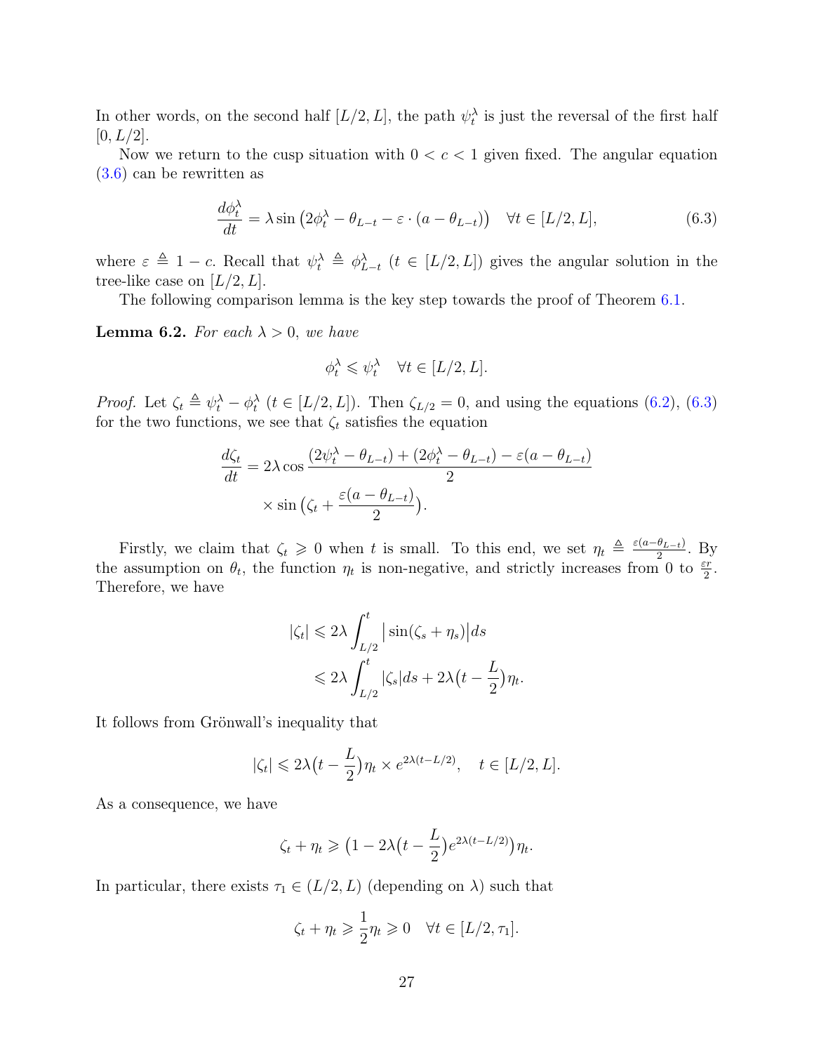In other words, on the second half $[L/2, L]$, the path $\psi_t^\lambda$ is just the reversal of the first half $[0, L/2]$.

Now we return to the cusp situation with $0 < c < 1$ given fixed. The angular equation (3.6) can be rewritten as

$$\frac{d\phi_t^\lambda}{dt} = \lambda \sin\big(2\phi_t^\lambda - \theta_{L-t} - \varepsilon \cdot (a - \theta_{L-t})\big) \quad \forall t \in [L/2, L], \tag{6.3}$$

where $\varepsilon \triangleq 1 - c$. Recall that $\psi_t^\lambda \triangleq \phi_{L-t}^\lambda$ ($t \in [L/2, L]$) gives the angular solution in the tree-like case on $[L/2, L]$.

The following comparison lemma is the key step towards the proof of Theorem 6.1.

**Lemma 6.2.** *For each $\lambda > 0$, we have*

$$\phi_t^\lambda \leqslant \psi_t^\lambda \quad \forall t \in [L/2, L].$$

*Proof.* Let $\zeta_t \triangleq \psi_t^\lambda - \phi_t^\lambda$ ($t \in [L/2, L]$). Then $\zeta_{L/2} = 0$, and using the equations (6.2), (6.3) for the two functions, we see that $\zeta_t$ satisfies the equation

$$\begin{aligned}\frac{d\zeta_t}{dt} = & \, 2\lambda \cos\frac{(2\psi_t^\lambda - \theta_{L-t}) + (2\phi_t^\lambda - \theta_{L-t}) - \varepsilon(a - \theta_{L-t})}{2} \\ & \times \sin\big(\zeta_t + \frac{\varepsilon(a - \theta_{L-t})}{2}\big).\end{aligned}$$

Firstly, we claim that $\zeta_t \geqslant 0$ when $t$ is small. To this end, we set $\eta_t \triangleq \frac{\varepsilon(a-\theta_{L-t})}{2}$. By the assumption on $\theta_t$, the function $\eta_t$ is non-negative, and strictly increases from 0 to $\frac{\varepsilon r}{2}$. Therefore, we have

$$\begin{aligned}|\zeta_t| & \leqslant 2\lambda \int_{L/2}^t \big|\sin(\zeta_s + \eta_s)\big| ds \\ & \leqslant 2\lambda \int_{L/2}^t |\zeta_s| ds + 2\lambda\big(t - \frac{L}{2}\big)\eta_t.\end{aligned}$$

It follows from Grönwall's inequality that

$$|\zeta_t| \leqslant 2\lambda\big(t - \frac{L}{2}\big)\eta_t \times e^{2\lambda(t - L/2)}, \quad t \in [L/2, L].$$

As a consequence, we have

$$\zeta_t + \eta_t \geqslant \big(1 - 2\lambda\big(t - \frac{L}{2}\big)e^{2\lambda(t-L/2)}\big)\eta_t.$$

In particular, there exists $\tau_1 \in (L/2, L)$ (depending on $\lambda$) such that

$$\zeta_t + \eta_t \geqslant \frac{1}{2}\eta_t \geqslant 0 \quad \forall t \in [L/2, \tau_1].$$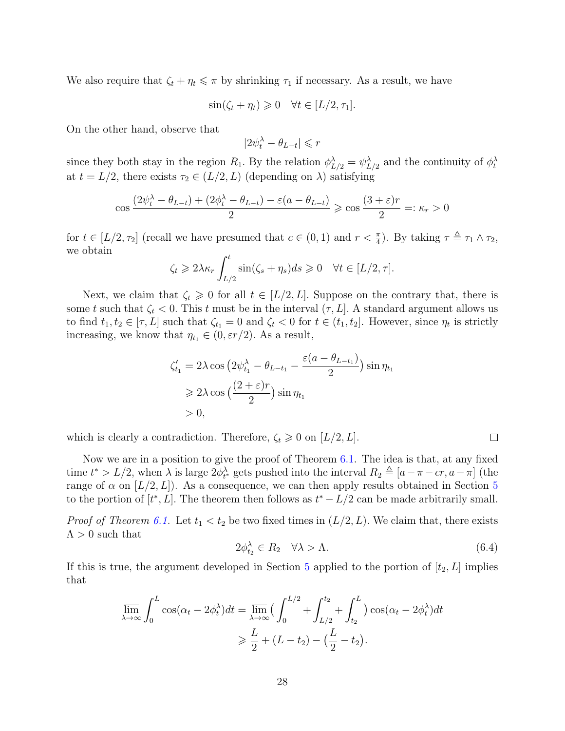We also require that $\zeta_t + \eta_t \leqslant \pi$ by shrinking $\tau_1$ if necessary. As a result, we have

$$\sin(\zeta_t + \eta_t) \geqslant 0 \quad \forall t \in [L/2, \tau_1].$$

On the other hand, observe that

$$|2\psi_t^\lambda - \theta_{L-t}| \leqslant r$$

since they both stay in the region $R_1$. By the relation $\phi_{L/2}^\lambda = \psi_{L/2}^\lambda$ and the continuity of $\phi_t^\lambda$ at $t = L/2$, there exists $\tau_2 \in (L/2, L)$ (depending on $\lambda$) satisfying

$$\cos \frac{(2\psi_t^\lambda - \theta_{L-t}) + (2\phi_t^\lambda - \theta_{L-t}) - \varepsilon(a - \theta_{L-t})}{2} \geqslant \cos \frac{(3+\varepsilon)r}{2} =: \kappa_r > 0$$

for $t \in [L/2, \tau_2]$ (recall we have presumed that $c \in (0,1)$ and $r < \frac{\pi}{4}$). By taking $\tau \triangleq \tau_1 \wedge \tau_2$, we obtain

$$\zeta_t \geqslant 2\lambda\kappa_r \int_{L/2}^t \sin(\zeta_s + \eta_s) ds \geqslant 0 \quad \forall t \in [L/2, \tau].$$

Next, we claim that $\zeta_t \geqslant 0$ for all $t \in [L/2, L]$. Suppose on the contrary that, there is some $t$ such that $\zeta_t < 0$. This $t$ must be in the interval $(\tau, L]$. A standard argument allows us to find $t_1, t_2 \in [\tau, L]$ such that $\zeta_{t_1} = 0$ and $\zeta_t < 0$ for $t \in (t_1, t_2]$. However, since $\eta_t$ is strictly increasing, we know that $\eta_{t_1} \in (0, \varepsilon r/2)$. As a result,

$$\begin{aligned}
\zeta_{t_1}' &= 2\lambda \cos\big(2\psi_{t_1}^\lambda - \theta_{L-t_1} - \frac{\varepsilon(a - \theta_{L-t_1})}{2}\big) \sin \eta_{t_1} \\
&\geqslant 2\lambda \cos\big(\frac{(2+\varepsilon)r}{2}\big) \sin \eta_{t_1} \\
&> 0,
\end{aligned}$$

which is clearly a contradiction. Therefore, $\zeta_t \geqslant 0$ on $[L/2, L]$. $\square$

Now we are in a position to give the proof of Theorem 6.1. The idea is that, at any fixed time $t^* > L/2$, when $\lambda$ is large $2\phi_{t^*}^\lambda$ gets pushed into the interval $R_2 \triangleq [a - \pi - cr, a - \pi]$ (the range of $\alpha$ on $[L/2, L]$). As a consequence, we can then apply results obtained in Section 5 to the portion of $[t^*, L]$. The theorem then follows as $t^* - L/2$ can be made arbitrarily small.

*Proof of Theorem 6.1.* Let $t_1 < t_2$ be two fixed times in $(L/2, L)$. We claim that, there exists $\Lambda > 0$ such that

$$2\phi_{t_2}^\lambda \in R_2 \quad \forall \lambda > \Lambda. \tag{6.4}$$

If this is true, the argument developed in Section 5 applied to the portion of $[t_2, L]$ implies that

$$\begin{aligned}
\varlimsup_{\lambda\to\infty} \int_0^L \cos(\alpha_t - 2\phi_t^\lambda) dt &= \varlimsup_{\lambda\to\infty} \Big( \int_0^{L/2} + \int_{L/2}^{t_2} + \int_{t_2}^L \Big) \cos(\alpha_t - 2\phi_t^\lambda) dt \\
&\geqslant \frac{L}{2} + (L - t_2) - \big(\frac{L}{2} - t_2\big).
\end{aligned}$$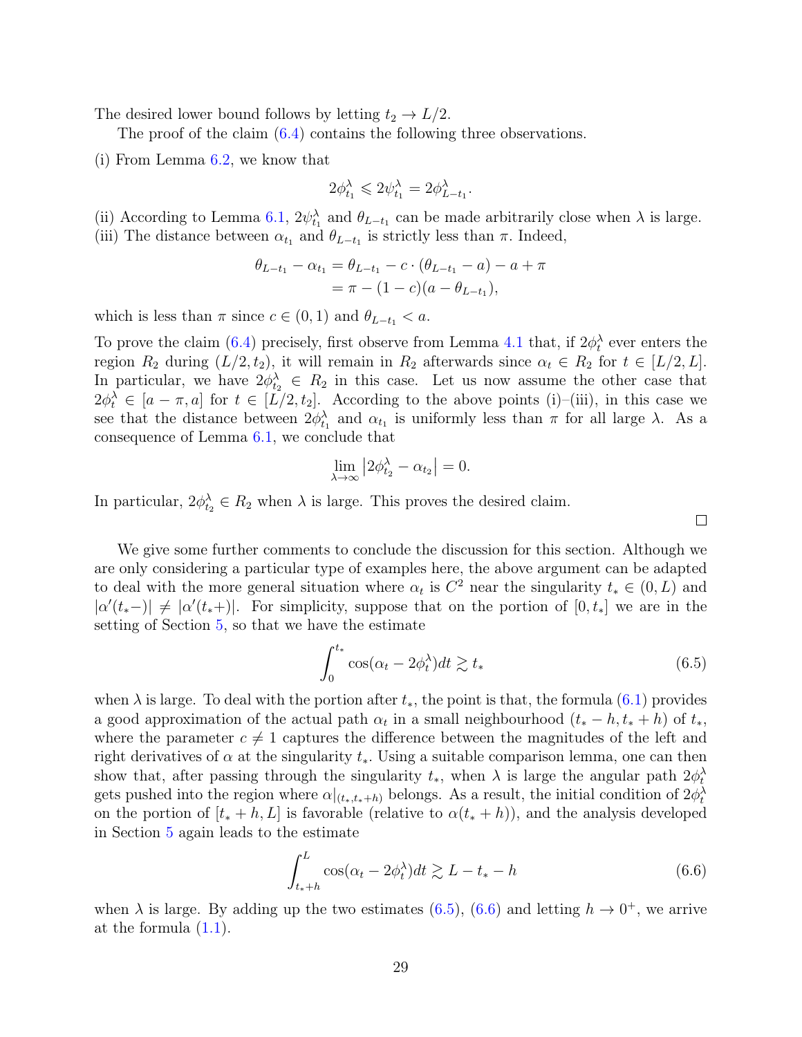The desired lower bound follows by letting $t_2 \to L/2$.

The proof of the claim (6.4) contains the following three observations.

(i) From Lemma 6.2, we know that

$$2\phi^\lambda_{t_1} \leqslant 2\psi^\lambda_{t_1} = 2\phi^\lambda_{L-t_1}.$$

(ii) According to Lemma 6.1, $2\psi^\lambda_{t_1}$ and $\theta_{L-t_1}$ can be made arbitrarily close when $\lambda$ is large.

(iii) The distance between $\alpha_{t_1}$ and $\theta_{L-t_1}$ is strictly less than $\pi$. Indeed,

$$\begin{aligned}\theta_{L-t_1} - \alpha_{t_1} &= \theta_{L-t_1} - c\cdot(\theta_{L-t_1} - a) - a + \pi \\ &= \pi - (1-c)(a - \theta_{L-t_1}),\end{aligned}$$

which is less than $\pi$ since $c \in (0,1)$ and $\theta_{L-t_1} < a$.

To prove the claim (6.4) precisely, first observe from Lemma 4.1 that, if $2\phi^\lambda_t$ ever enters the region $R_2$ during $(L/2, t_2)$, it will remain in $R_2$ afterwards since $\alpha_t \in R_2$ for $t \in [L/2, L]$. In particular, we have $2\phi^\lambda_{t_2} \in R_2$ in this case. Let us now assume the other case that $2\phi^\lambda_t \in [a-\pi, a]$ for $t \in [L/2, t_2]$. According to the above points (i)–(iii), in this case we see that the distance between $2\phi^\lambda_{t_1}$ and $\alpha_{t_1}$ is uniformly less than $\pi$ for all large $\lambda$. As a consequence of Lemma 6.1, we conclude that

$$\lim_{\lambda\to\infty} \left|2\phi^\lambda_{t_2} - \alpha_{t_2}\right| = 0.$$

In particular, $2\phi^\lambda_{t_2} \in R_2$ when $\lambda$ is large. This proves the desired claim.

□

We give some further comments to conclude the discussion for this section. Although we are only considering a particular type of examples here, the above argument can be adapted to deal with the more general situation where $\alpha_t$ is $C^2$ near the singularity $t_* \in (0, L)$ and $|\alpha'(t_*-)| \neq |\alpha'(t_*+)|$. For simplicity, suppose that on the portion of $[0, t_*]$ we are in the setting of Section 5, so that we have the estimate

$$\int_0^{t_*} \cos(\alpha_t - 2\phi^\lambda_t)dt \gtrsim t_* \tag{6.5}$$

when $\lambda$ is large. To deal with the portion after $t_*$, the point is that, the formula (6.1) provides a good approximation of the actual path $\alpha_t$ in a small neighbourhood $(t_* - h, t_* + h)$ of $t_*$, where the parameter $c \neq 1$ captures the difference between the magnitudes of the left and right derivatives of $\alpha$ at the singularity $t_*$. Using a suitable comparison lemma, one can then show that, after passing through the singularity $t_*$, when $\lambda$ is large the angular path $2\phi^\lambda_t$ gets pushed into the region where $\alpha|_{(t_*, t_*+h)}$ belongs. As a result, the initial condition of $2\phi^\lambda_t$ on the portion of $[t_* + h, L]$ is favorable (relative to $\alpha(t_* + h)$), and the analysis developed in Section 5 again leads to the estimate

$$\int_{t_*+h}^{L} \cos(\alpha_t - 2\phi^\lambda_t)dt \gtrsim L - t_* - h \tag{6.6}$$

when $\lambda$ is large. By adding up the two estimates (6.5), (6.6) and letting $h \to 0^+$, we arrive at the formula (1.1).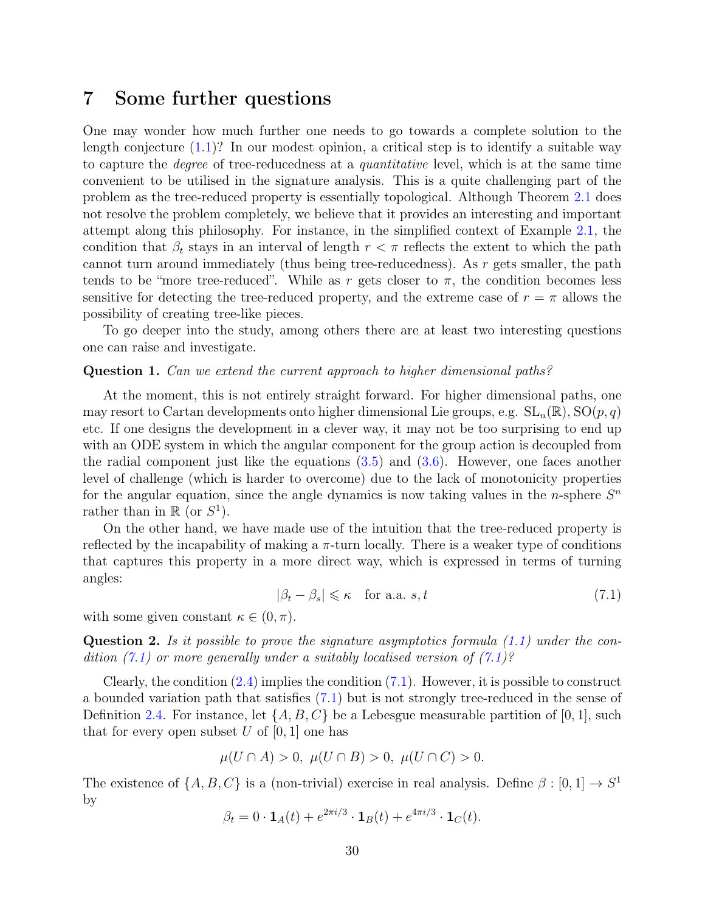# 7 Some further questions

One may wonder how much further one needs to go towards a complete solution to the length conjecture (1.1)? In our modest opinion, a critical step is to identify a suitable way to capture the *degree* of tree-reducedness at a *quantitative* level, which is at the same time convenient to be utilised in the signature analysis. This is a quite challenging part of the problem as the tree-reduced property is essentially topological. Although Theorem 2.1 does not resolve the problem completely, we believe that it provides an interesting and important attempt along this philosophy. For instance, in the simplified context of Example 2.1, the condition that $\beta_t$ stays in an interval of length $r < \pi$ reflects the extent to which the path cannot turn around immediately (thus being tree-reducedness). As $r$ gets smaller, the path tends to be "more tree-reduced". While as $r$ gets closer to $\pi$, the condition becomes less sensitive for detecting the tree-reduced property, and the extreme case of $r = \pi$ allows the possibility of creating tree-like pieces.

To go deeper into the study, among others there are at least two interesting questions one can raise and investigate.

**Question 1.** *Can we extend the current approach to higher dimensional paths?*

At the moment, this is not entirely straight forward. For higher dimensional paths, one may resort to Cartan developments onto higher dimensional Lie groups, e.g. $\mathrm{SL}_n(\mathbb{R}), \mathrm{SO}(p,q)$ etc. If one designs the development in a clever way, it may not be too surprising to end up with an ODE system in which the angular component for the group action is decoupled from the radial component just like the equations (3.5) and (3.6). However, one faces another level of challenge (which is harder to overcome) due to the lack of monotonicity properties for the angular equation, since the angle dynamics is now taking values in the $n$-sphere $S^n$ rather than in $\mathbb{R}$ (or $S^1$).

On the other hand, we have made use of the intuition that the tree-reduced property is reflected by the incapability of making a $\pi$-turn locally. There is a weaker type of conditions that captures this property in a more direct way, which is expressed in terms of turning angles:

$$|\beta_t - \beta_s| \leqslant \kappa \quad \text{for a.a. } s, t \tag{7.1}$$

with some given constant $\kappa \in (0, \pi)$.

**Question 2.** *Is it possible to prove the signature asymptotics formula (1.1) under the condition (7.1) or more generally under a suitably localised version of (7.1)?*

Clearly, the condition (2.4) implies the condition (7.1). However, it is possible to construct a bounded variation path that satisfies (7.1) but is not strongly tree-reduced in the sense of Definition 2.4. For instance, let $\{A, B, C\}$ be a Lebesgue measurable partition of $[0, 1]$, such that for every open subset $U$ of $[0, 1]$ one has

$$\mu(U \cap A) > 0, \ \mu(U \cap B) > 0, \ \mu(U \cap C) > 0.$$

The existence of $\{A, B, C\}$ is a (non-trivial) exercise in real analysis. Define $\beta : [0, 1] \to S^1$ by

$$\beta_t = 0 \cdot \mathbf{1}_A(t) + e^{2\pi i/3} \cdot \mathbf{1}_B(t) + e^{4\pi i/3} \cdot \mathbf{1}_C(t).$$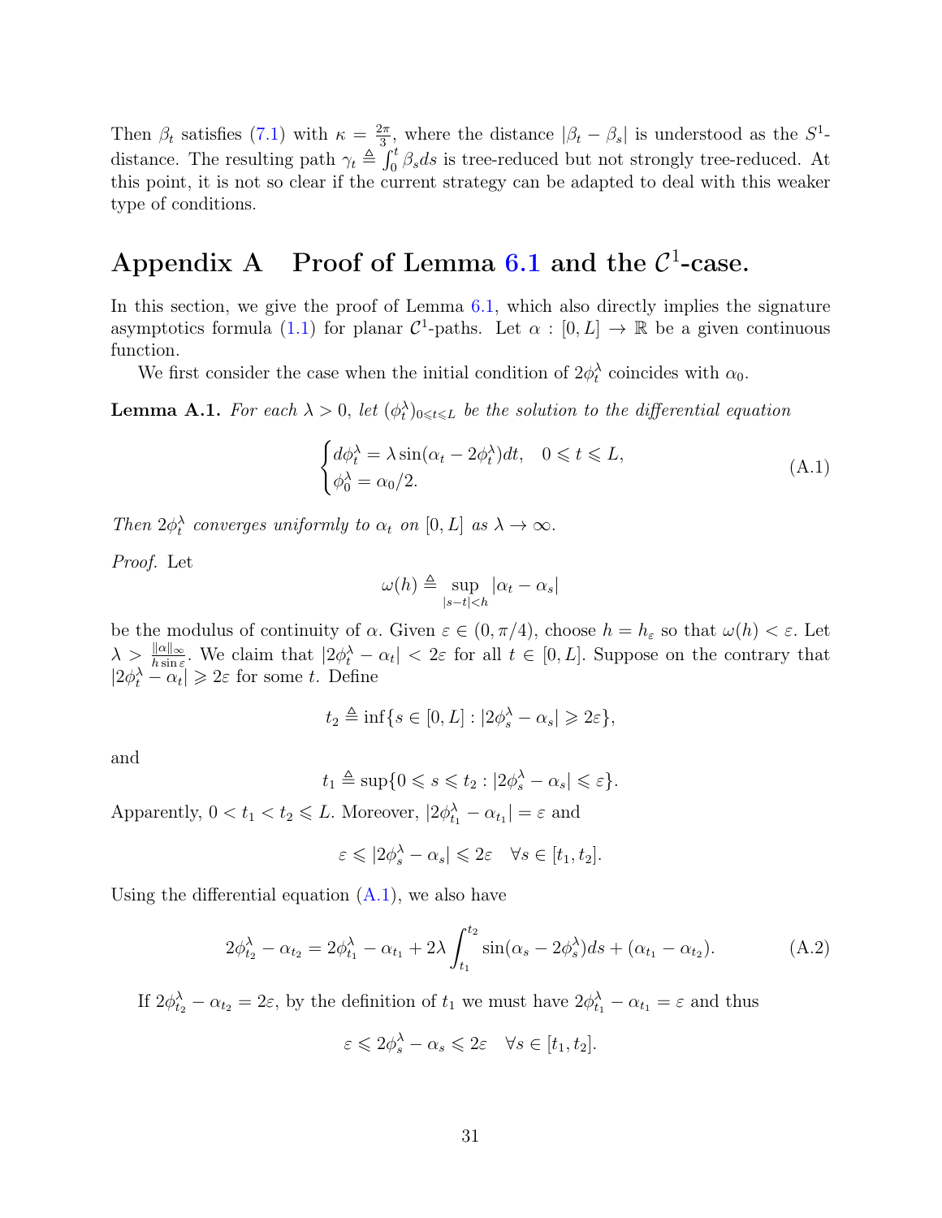Then $\beta_t$ satisfies (7.1) with $\kappa = \frac{2\pi}{3}$, where the distance $|\beta_t - \beta_s|$ is understood as the $S^1$-distance. The resulting path $\gamma_t \triangleq \int_0^t \beta_s ds$ is tree-reduced but not strongly tree-reduced. At this point, it is not so clear if the current strategy can be adapted to deal with this weaker type of conditions.

# Appendix A Proof of Lemma 6.1 and the $\mathcal{C}^1$-case.

In this section, we give the proof of Lemma 6.1, which also directly implies the signature asymptotics formula (1.1) for planar $\mathcal{C}^1$-paths. Let $\alpha : [0, L] \to \mathbb{R}$ be a given continuous function.

We first consider the case when the initial condition of $2\phi_t^\lambda$ coincides with $\alpha_0$.

**Lemma A.1.** *For each $\lambda > 0$, let $(\phi_t^\lambda)_{0 \leqslant t \leqslant L}$ be the solution to the differential equation*

$$\begin{cases} d\phi_t^\lambda = \lambda \sin(\alpha_t - 2\phi_t^\lambda)dt, \quad 0 \leqslant t \leqslant L, \\ \phi_0^\lambda = \alpha_0/2. \end{cases} \tag{A.1}$$

*Then $2\phi_t^\lambda$ converges uniformly to $\alpha_t$ on $[0, L]$ as $\lambda \to \infty$.*

*Proof.* Let

$$\omega(h) \triangleq \sup_{|s-t|<h} |\alpha_t - \alpha_s|$$

be the modulus of continuity of $\alpha$. Given $\varepsilon \in (0, \pi/4)$, choose $h = h_\varepsilon$ so that $\omega(h) < \varepsilon$. Let $\lambda > \frac{\|\alpha\|_\infty}{h \sin \varepsilon}$. We claim that $|2\phi_t^\lambda - \alpha_t| < 2\varepsilon$ for all $t \in [0, L]$. Suppose on the contrary that $|2\phi_t^\lambda - \alpha_t| \geqslant 2\varepsilon$ for some $t$. Define

$$t_2 \triangleq \inf\{s \in [0, L] : |2\phi_s^\lambda - \alpha_s| \geqslant 2\varepsilon\},$$

and

$$t_1 \triangleq \sup\{0 \leqslant s \leqslant t_2 : |2\phi_s^\lambda - \alpha_s| \leqslant \varepsilon\}.$$

Apparently, $0 < t_1 < t_2 \leqslant L$. Moreover, $|2\phi_{t_1}^\lambda - \alpha_{t_1}| = \varepsilon$ and

$$\varepsilon \leqslant |2\phi_s^\lambda - \alpha_s| \leqslant 2\varepsilon \quad \forall s \in [t_1, t_2].$$

Using the differential equation (A.1), we also have

$$2\phi_{t_2}^\lambda - \alpha_{t_2} = 2\phi_{t_1}^\lambda - \alpha_{t_1} + 2\lambda \int_{t_1}^{t_2} \sin(\alpha_s - 2\phi_s^\lambda)ds + (\alpha_{t_1} - \alpha_{t_2}). \tag{A.2}$$

If $2\phi_{t_2}^\lambda - \alpha_{t_2} = 2\varepsilon$, by the definition of $t_1$ we must have $2\phi_{t_1}^\lambda - \alpha_{t_1} = \varepsilon$ and thus

$$\varepsilon \leqslant 2\phi_s^\lambda - \alpha_s \leqslant 2\varepsilon \quad \forall s \in [t_1, t_2].$$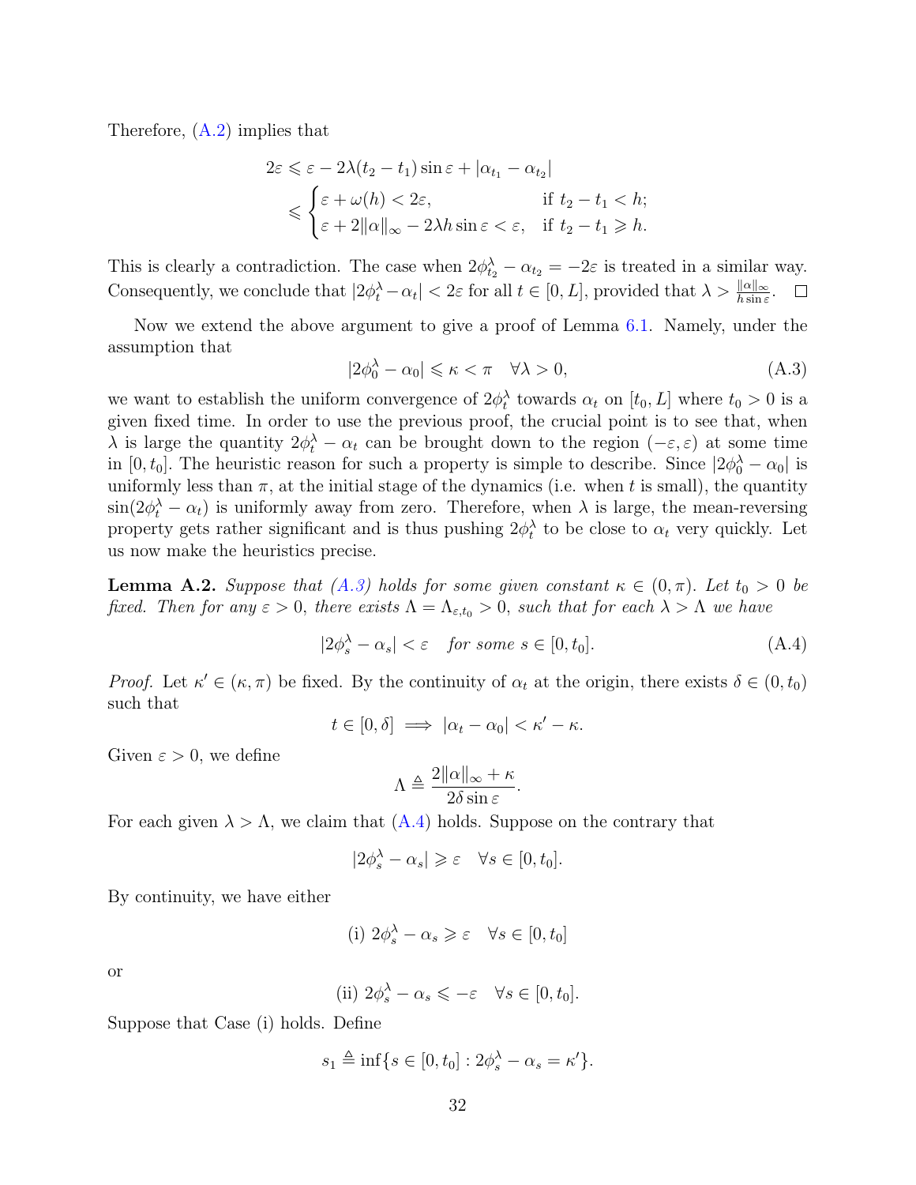Therefore, (A.2) implies that

$$
\begin{aligned}
2\varepsilon &\leqslant \varepsilon - 2\lambda(t_2-t_1)\sin\varepsilon + |\alpha_{t_1} - \alpha_{t_2}| \\
&\leqslant \begin{cases} \varepsilon + \omega(h) < 2\varepsilon, & \text{if } t_2 - t_1 < h; \\ \varepsilon + 2\|\alpha\|_\infty - 2\lambda h \sin\varepsilon < \varepsilon, & \text{if } t_2 - t_1 \geqslant h. \end{cases}
\end{aligned}
$$

This is clearly a contradiction. The case when $2\phi^\lambda_{t_2} - \alpha_{t_2} = -2\varepsilon$ is treated in a similar way. Consequently, we conclude that $|2\phi^\lambda_t - \alpha_t| < 2\varepsilon$ for all $t \in [0, L]$, provided that $\lambda > \frac{\|\alpha\|_\infty}{h \sin\varepsilon}$. □

Now we extend the above argument to give a proof of Lemma 6.1. Namely, under the assumption that

$$
|2\phi^\lambda_0 - \alpha_0| \leqslant \kappa < \pi \quad \forall \lambda > 0, \tag{A.3}
$$

we want to establish the uniform convergence of $2\phi^\lambda_t$ towards $\alpha_t$ on $[t_0, L]$ where $t_0 > 0$ is a given fixed time. In order to use the previous proof, the crucial point is to see that, when $\lambda$ is large the quantity $2\phi^\lambda_t - \alpha_t$ can be brought down to the region $(-\varepsilon, \varepsilon)$ at some time in $[0, t_0]$. The heuristic reason for such a property is simple to describe. Since $|2\phi^\lambda_0 - \alpha_0|$ is uniformly less than $\pi$, at the initial stage of the dynamics (i.e. when $t$ is small), the quantity $\sin(2\phi^\lambda_t - \alpha_t)$ is uniformly away from zero. Therefore, when $\lambda$ is large, the mean-reversing property gets rather significant and is thus pushing $2\phi^\lambda_t$ to be close to $\alpha_t$ very quickly. Let us now make the heuristics precise.

**Lemma A.2.** *Suppose that (A.3) holds for some given constant $\kappa \in (0, \pi)$. Let $t_0 > 0$ be fixed. Then for any $\varepsilon > 0$, there exists $\Lambda = \Lambda_{\varepsilon, t_0} > 0$, such that for each $\lambda > \Lambda$ we have*

$$
|2\phi^\lambda_s - \alpha_s| < \varepsilon \quad \textit{for some } s \in [0, t_0]. \tag{A.4}
$$

*Proof.* Let $\kappa' \in (\kappa, \pi)$ be fixed. By the continuity of $\alpha_t$ at the origin, there exists $\delta \in (0, t_0)$ such that

$$
t \in [0, \delta] \implies |\alpha_t - \alpha_0| < \kappa' - \kappa.
$$

Given $\varepsilon > 0$, we define

$$
\Lambda \triangleq \frac{2\|\alpha\|_\infty + \kappa}{2\delta \sin\varepsilon}.
$$

For each given $\lambda > \Lambda$, we claim that (A.4) holds. Suppose on the contrary that

$$
|2\phi^\lambda_s - \alpha_s| \geqslant \varepsilon \quad \forall s \in [0, t_0].
$$

By continuity, we have either

$$
\text{(i) } 2\phi^\lambda_s - \alpha_s \geqslant \varepsilon \quad \forall s \in [0, t_0]
$$

or

$$
\text{(ii) } 2\phi^\lambda_s - \alpha_s \leqslant -\varepsilon \quad \forall s \in [0, t_0].
$$

Suppose that Case (i) holds. Define

$$
s_1 \triangleq \inf\{s \in [0, t_0] : 2\phi^\lambda_s - \alpha_s = \kappa'\}.
$$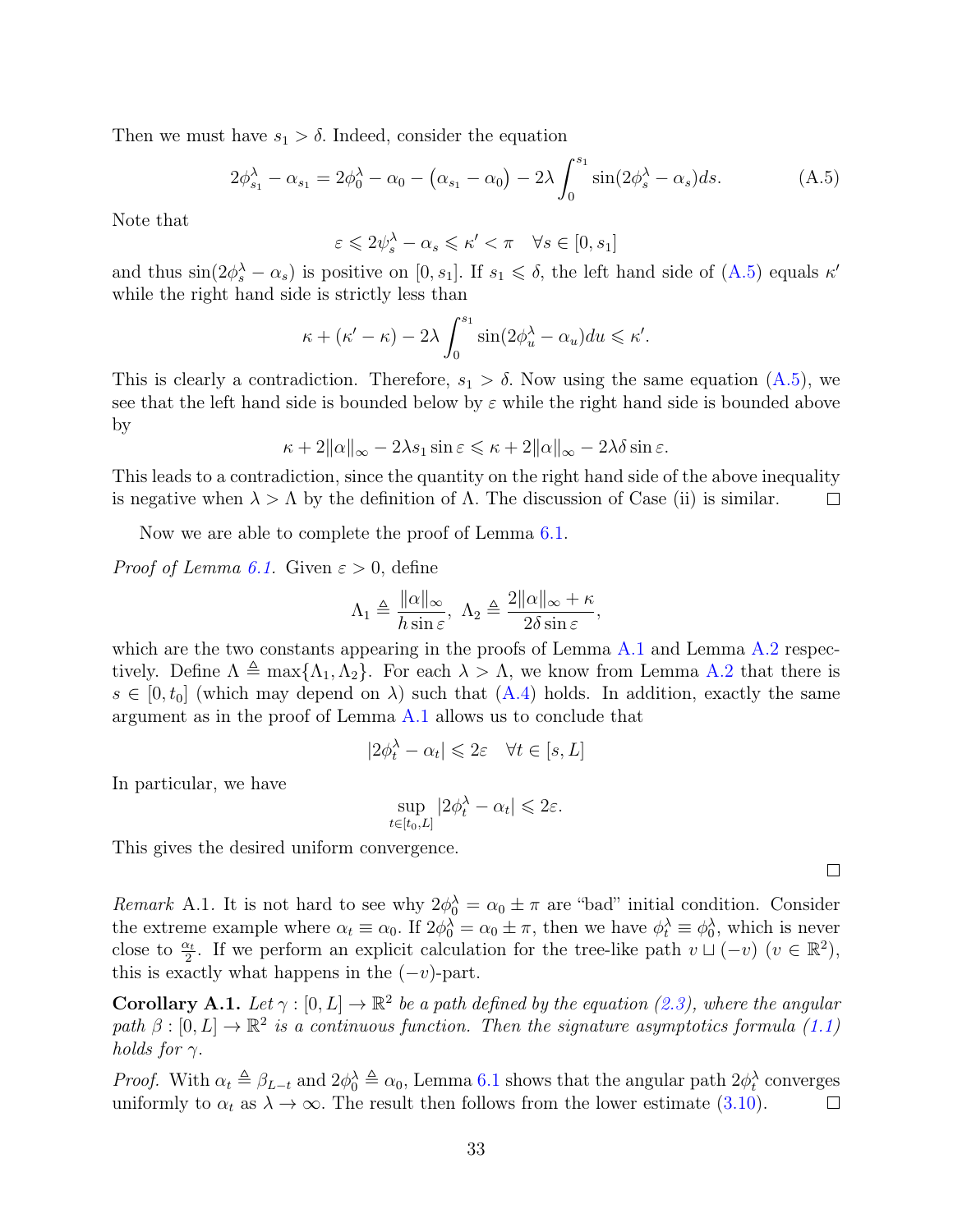Then we must have $s_1 > \delta$. Indeed, consider the equation

$$2\phi_{s_1}^\lambda - \alpha_{s_1} = 2\phi_0^\lambda - \alpha_0 - \big(\alpha_{s_1} - \alpha_0\big) - 2\lambda \int_0^{s_1} \sin(2\phi_s^\lambda - \alpha_s) ds. \tag{A.5}$$

Note that

$$\varepsilon \leqslant 2\psi_s^\lambda - \alpha_s \leqslant \kappa' < \pi \quad \forall s \in [0, s_1]$$

and thus $\sin(2\phi_s^\lambda - \alpha_s)$ is positive on $[0, s_1]$. If $s_1 \leqslant \delta$, the left hand side of (A.5) equals $\kappa'$ while the right hand side is strictly less than

$$\kappa + (\kappa' - \kappa) - 2\lambda \int_0^{s_1} \sin(2\phi_u^\lambda - \alpha_u) du \leqslant \kappa'.$$

This is clearly a contradiction. Therefore, $s_1 > \delta$. Now using the same equation (A.5), we see that the left hand side is bounded below by $\varepsilon$ while the right hand side is bounded above by

$$\kappa + 2\|\alpha\|_\infty - 2\lambda s_1 \sin \varepsilon \leqslant \kappa + 2\|\alpha\|_\infty - 2\lambda \delta \sin \varepsilon.$$

This leads to a contradiction, since the quantity on the right hand side of the above inequality is negative when $\lambda > \Lambda$ by the definition of $\Lambda$. The discussion of Case (ii) is similar. $\square$

Now we are able to complete the proof of Lemma 6.1.

*Proof of Lemma 6.1.* Given $\varepsilon > 0$, define

$$\Lambda_1 \triangleq \frac{\|\alpha\|_\infty}{h \sin \varepsilon}, \ \Lambda_2 \triangleq \frac{2\|\alpha\|_\infty + \kappa}{2\delta \sin \varepsilon},$$

which are the two constants appearing in the proofs of Lemma A.1 and Lemma A.2 respectively. Define $\Lambda \triangleq \max\{\Lambda_1, \Lambda_2\}$. For each $\lambda > \Lambda$, we know from Lemma A.2 that there is $s \in [0, t_0]$ (which may depend on $\lambda$) such that (A.4) holds. In addition, exactly the same argument as in the proof of Lemma A.1 allows us to conclude that

$$|2\phi_t^\lambda - \alpha_t| \leqslant 2\varepsilon \quad \forall t \in [s, L]$$

In particular, we have

$$\sup_{t \in [t_0, L]} |2\phi_t^\lambda - \alpha_t| \leqslant 2\varepsilon.$$

This gives the desired uniform convergence. $\square$

*Remark* A.1. It is not hard to see why $2\phi_0^\lambda = \alpha_0 \pm \pi$ are "bad" initial condition. Consider the extreme example where $\alpha_t \equiv \alpha_0$. If $2\phi_0^\lambda = \alpha_0 \pm \pi$, then we have $\phi_t^\lambda \equiv \phi_0^\lambda$, which is never close to $\frac{\alpha_t}{2}$. If we perform an explicit calculation for the tree-like path $v \sqcup (-v)$ ($v \in \mathbb{R}^2$), this is exactly what happens in the $(-v)$-part.

**Corollary A.1.** *Let $\gamma : [0, L] \to \mathbb{R}^2$ be a path defined by the equation (2.3), where the angular path $\beta : [0, L] \to \mathbb{R}^2$ is a continuous function. Then the signature asymptotics formula (1.1) holds for $\gamma$.*

*Proof.* With $\alpha_t \triangleq \beta_{L-t}$ and $2\phi_0^\lambda \triangleq \alpha_0$, Lemma 6.1 shows that the angular path $2\phi_t^\lambda$ converges uniformly to $\alpha_t$ as $\lambda \to \infty$. The result then follows from the lower estimate (3.10). $\square$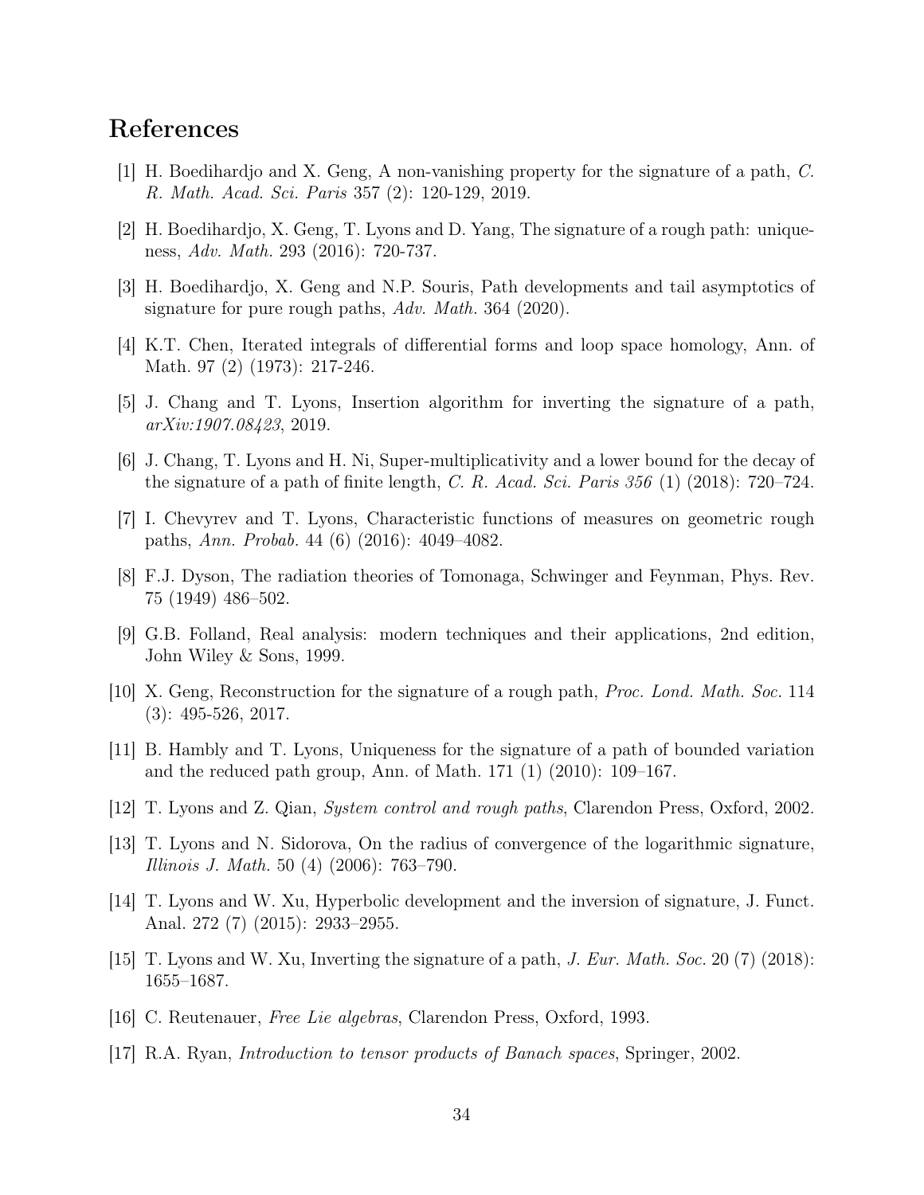# References

[1] H. Boedihardjo and X. Geng, A non-vanishing property for the signature of a path, *C. R. Math. Acad. Sci. Paris* 357 (2): 120-129, 2019.

[2] H. Boedihardjo, X. Geng, T. Lyons and D. Yang, The signature of a rough path: uniqueness, *Adv. Math.* 293 (2016): 720-737.

[3] H. Boedihardjo, X. Geng and N.P. Souris, Path developments and tail asymptotics of signature for pure rough paths, *Adv. Math.* 364 (2020).

[4] K.T. Chen, Iterated integrals of differential forms and loop space homology, Ann. of Math. 97 (2) (1973): 217-246.

[5] J. Chang and T. Lyons, Insertion algorithm for inverting the signature of a path, *arXiv:1907.08423*, 2019.

[6] J. Chang, T. Lyons and H. Ni, Super-multiplicativity and a lower bound for the decay of the signature of a path of finite length, *C. R. Acad. Sci. Paris 356* (1) (2018): 720–724.

[7] I. Chevyrev and T. Lyons, Characteristic functions of measures on geometric rough paths, *Ann. Probab.* 44 (6) (2016): 4049–4082.

[8] F.J. Dyson, The radiation theories of Tomonaga, Schwinger and Feynman, Phys. Rev. 75 (1949) 486–502.

[9] G.B. Folland, Real analysis: modern techniques and their applications, 2nd edition, John Wiley & Sons, 1999.

[10] X. Geng, Reconstruction for the signature of a rough path, *Proc. Lond. Math. Soc.* 114 (3): 495-526, 2017.

[11] B. Hambly and T. Lyons, Uniqueness for the signature of a path of bounded variation and the reduced path group, Ann. of Math. 171 (1) (2010): 109–167.

[12] T. Lyons and Z. Qian, *System control and rough paths*, Clarendon Press, Oxford, 2002.

[13] T. Lyons and N. Sidorova, On the radius of convergence of the logarithmic signature, *Illinois J. Math.* 50 (4) (2006): 763–790.

[14] T. Lyons and W. Xu, Hyperbolic development and the inversion of signature, J. Funct. Anal. 272 (7) (2015): 2933–2955.

[15] T. Lyons and W. Xu, Inverting the signature of a path, *J. Eur. Math. Soc.* 20 (7) (2018): 1655–1687.

[16] C. Reutenauer, *Free Lie algebras*, Clarendon Press, Oxford, 1993.

[17] R.A. Ryan, *Introduction to tensor products of Banach spaces*, Springer, 2002.